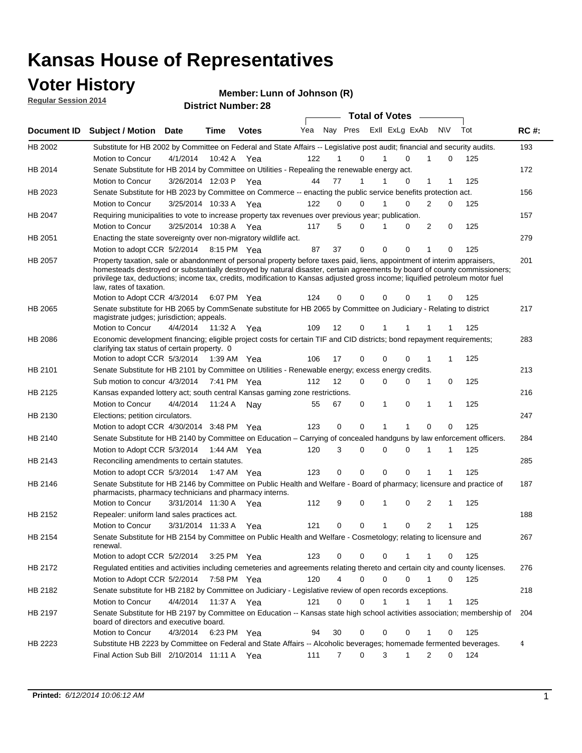# Kansas House of Representatives

## Voter History

**Regular Session 2014**

**Member: Lunn of Johnson (R)**

**District Number: 28**

| Document ID | Subject / Motion | Date | Time | Votes | Yea | Nay | Pres | ExII | ExLg | ExAb | N\V | Tot | RC #: |
|---|---|---|---|---|---|---|---|---|---|---|---|---|---|
| HB 2002 | Substitute for HB 2002 by Committee on Federal and State Affairs -- Legislative post audit; financial and security audits. | | | | | | | | | | | | 193 |
| | Motion to Concur | 4/1/2014 | 10:42 A | Yea | 122 | 1 | 0 | 1 | 0 | 1 | 0 | 125 | |
| HB 2014 | Senate Substitute for HB 2014 by Committee on Utilities - Repealing the renewable energy act. | | | | | | | | | | | | 172 |
| | Motion to Concur | 3/26/2014 | 12:03 P | Yea | 44 | 77 | 1 | 1 | 0 | 1 | 1 | 125 | |
| HB 2023 | Senate Substitute for HB 2023 by Committee on Commerce -- enacting the public service benefits protection act. | | | | | | | | | | | | 156 |
| | Motion to Concur | 3/25/2014 | 10:33 A | Yea | 122 | 0 | 0 | 1 | 0 | 2 | 0 | 125 | |
| HB 2047 | Requiring municipalities to vote to increase property tax revenues over previous year; publication. | | | | | | | | | | | | 157 |
| | Motion to Concur | 3/25/2014 | 10:38 A | Yea | 117 | 5 | 0 | 1 | 0 | 2 | 0 | 125 | |
| HB 2051 | Enacting the state sovereignty over non-migratory wildlife act. | | | | | | | | | | | | 279 |
| | Motion to adopt CCR | 5/2/2014 | 8:15 PM | Yea | 87 | 37 | 0 | 0 | 0 | 1 | 0 | 125 | |
| HB 2057 | Property taxation, sale or abandonment of personal property before taxes paid, liens, appointment of interim appraisers, homesteads destroyed or substantially destroyed by natural disaster, certain agreements by board of county commissioners; privilege tax, deductions; income tax, credits, modification to Kansas adjusted gross income; liquified petroleum motor fuel law, rates of taxation. | | | | | | | | | | | | 201 |
| | Motion to Adopt CCR | 4/3/2014 | 6:07 PM | Yea | 124 | 0 | 0 | 0 | 0 | 1 | 0 | 125 | |
| HB 2065 | Senate substitute for HB 2065 by CommSenate substitute for HB 2065 by Committee on Judiciary - Relating to district magistrate judges; jurisdiction; appeals. | | | | | | | | | | | | 217 |
| | Motion to Concur | 4/4/2014 | 11:32 A | Yea | 109 | 12 | 0 | 1 | 1 | 1 | 1 | 125 | |
| HB 2086 | Economic development financing; eligible project costs for certain TIF and CID districts; bond repayment requirements; clarifying tax status of certain property. 0 | | | | | | | | | | | | 283 |
| | Motion to adopt CCR | 5/3/2014 | 1:39 AM | Yea | 106 | 17 | 0 | 0 | 0 | 1 | 1 | 125 | |
| HB 2101 | Senate Substitute for HB 2101 by Committee on Utilities - Renewable energy; excess energy credits. | | | | | | | | | | | | 213 |
| | Sub motion to concur | 4/3/2014 | 7:41 PM | Yea | 112 | 12 | 0 | 0 | 0 | 1 | 0 | 125 | |
| HB 2125 | Kansas expanded lottery act; south central Kansas gaming zone restrictions. | | | | | | | | | | | | 216 |
| | Motion to Concur | 4/4/2014 | 11:24 A | Nay | 55 | 67 | 0 | 1 | 0 | 1 | 1 | 125 | |
| HB 2130 | Elections; petition circulators. | | | | | | | | | | | | 247 |
| | Motion to adopt CCR | 4/30/2014 | 3:48 PM | Yea | 123 | 0 | 0 | 1 | 1 | 0 | 0 | 125 | |
| HB 2140 | Senate Substitute for HB 2140 by Committee on Education – Carrying of concealed handguns by law enforcement officers. | | | | | | | | | | | | 284 |
| | Motion to Adopt CCR | 5/3/2014 | 1:44 AM | Yea | 120 | 3 | 0 | 0 | 0 | 1 | 1 | 125 | |
| HB 2143 | Reconciling amendments to certain statutes. | | | | | | | | | | | | 285 |
| | Motion to adopt CCR | 5/3/2014 | 1:47 AM | Yea | 123 | 0 | 0 | 0 | 0 | 1 | 1 | 125 | |
| HB 2146 | Senate Substitute for HB 2146 by Committee on Public Health and Welfare - Board of pharmacy; licensure and practice of pharmacists, pharmacy technicians and pharmacy interns. | | | | | | | | | | | | 187 |
| | Motion to Concur | 3/31/2014 | 11:30 A | Yea | 112 | 9 | 0 | 1 | 0 | 2 | 1 | 125 | |
| HB 2152 | Repealer: uniform land sales practices act. | | | | | | | | | | | | 188 |
| | Motion to Concur | 3/31/2014 | 11:33 A | Yea | 121 | 0 | 0 | 1 | 0 | 2 | 1 | 125 | |
| HB 2154 | Senate Substitute for HB 2154 by Committee on Public Health and Welfare - Cosmetology; relating to licensure and renewal. | | | | | | | | | | | | 267 |
| | Motion to adopt CCR | 5/2/2014 | 3:25 PM | Yea | 123 | 0 | 0 | 0 | 1 | 1 | 0 | 125 | |
| HB 2172 | Regulated entities and activities including cemeteries and agreements relating thereto and certain city and county licenses. | | | | | | | | | | | | 276 |
| | Motion to Adopt CCR | 5/2/2014 | 7:58 PM | Yea | 120 | 4 | 0 | 0 | 0 | 1 | 0 | 125 | |
| HB 2182 | Senate substitute for HB 2182 by Committee on Judiciary - Legislative review of open records exceptions. | | | | | | | | | | | | 218 |
| | Motion to Concur | 4/4/2014 | 11:37 A | Yea | 121 | 0 | 0 | 1 | 1 | 1 | 1 | 125 | |
| HB 2197 | Senate Substitute for HB 2197 by Committee on Education -- Kansas state high school activities association; membership of board of directors and executive board. | | | | | | | | | | | | 204 |
| | Motion to Concur | 4/3/2014 | 6:23 PM | Yea | 94 | 30 | 0 | 0 | 0 | 1 | 0 | 125 | |
| HB 2223 | Substitute HB 2223 by Committee on Federal and State Affairs -- Alcoholic beverages; homemade fermented beverages. | | | | | | | | | | | | 4 |
| | Final Action Sub Bill | 2/10/2014 | 11:11 A | Yea | 111 | 7 | 0 | 3 | 1 | 2 | 0 | 124 | |

**Printed:** *6/12/2014 10:06:12 AM*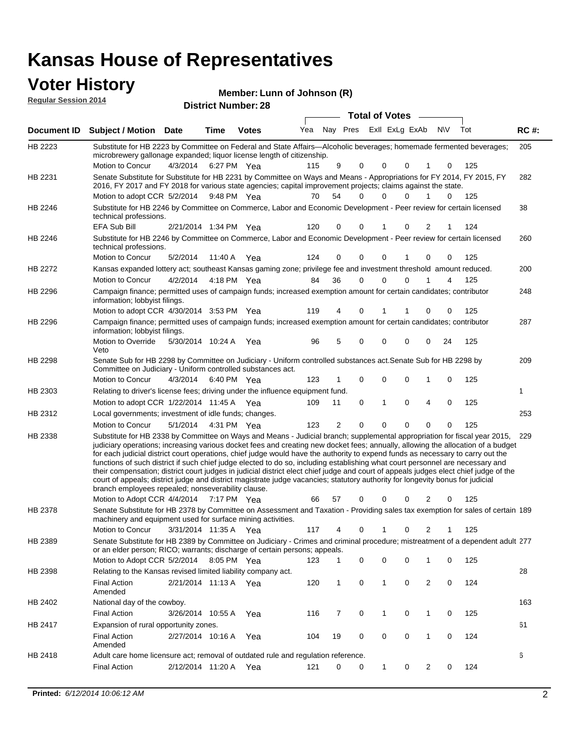# Kansas House of Representatives

## Voter History

**Regular Session 2014**

**Member: Lunn of Johnson (R)**

**District Number: 28**

| Document ID | Subject / Motion | Date | Time | Votes | Yea | Nay | Pres | ExII | ExLg | ExAb | N\V | Tot | RC #: |
|---|---|---|---|---|---|---|---|---|---|---|---|---|---|
| HB 2223 | Substitute for HB 2223 by Committee on Federal and State Affairs—Alcoholic beverages; homemade fermented beverages; microbrewery gallonage expanded; liquor license length of citizenship. | | | | | | | | | | | | 205 |
| | Motion to Concur | 4/3/2014 | 6:27 PM | Yea | 115 | 9 | 0 | 0 | 0 | 1 | 0 | 125 | |
| HB 2231 | Senate Substitute for Substitute for HB 2231 by Committee on Ways and Means - Appropriations for FY 2014, FY 2015, FY 2016, FY 2017 and FY 2018 for various state agencies; capital improvement projects; claims against the state. | | | | | | | | | | | | 282 |
| | Motion to adopt CCR | 5/2/2014 | 9:48 PM | Yea | 70 | 54 | 0 | 0 | 0 | 1 | 0 | 125 | |
| HB 2246 | Substitute for HB 2246 by Committee on Commerce, Labor and Economic Development - Peer review for certain licensed technical professions. | | | | | | | | | | | | 38 |
| | EFA Sub Bill | 2/21/2014 | 1:34 PM | Yea | 120 | 0 | 0 | 1 | 0 | 2 | 1 | 124 | |
| HB 2246 | Substitute for HB 2246 by Committee on Commerce, Labor and Economic Development - Peer review for certain licensed technical professions. | | | | | | | | | | | | 260 |
| | Motion to Concur | 5/2/2014 | 11:40 A | Yea | 124 | 0 | 0 | 0 | 1 | 0 | 0 | 125 | |
| HB 2272 | Kansas expanded lottery act; southeast Kansas gaming zone; privilege fee and investment threshold amount reduced. | | | | | | | | | | | | 200 |
| | Motion to Concur | 4/2/2014 | 4:18 PM | Yea | 84 | 36 | 0 | 0 | 0 | 1 | 4 | 125 | |
| HB 2296 | Campaign finance; permitted uses of campaign funds; increased exemption amount for certain candidates; contributor information; lobbyist filings. | | | | | | | | | | | | 248 |
| | Motion to adopt CCR | 4/30/2014 | 3:53 PM | Yea | 119 | 4 | 0 | 1 | 1 | 0 | 0 | 125 | |
| HB 2296 | Campaign finance; permitted uses of campaign funds; increased exemption amount for certain candidates; contributor information; lobbyist filings. | | | | | | | | | | | | 287 |
| | Motion to Override Veto | 5/30/2014 | 10:24 A | Yea | 96 | 5 | 0 | 0 | 0 | 0 | 24 | 125 | |
| HB 2298 | Senate Sub for HB 2298 by Committee on Judiciary - Uniform controlled substances act.Senate Sub for HB 2298 by Committee on Judiciary - Uniform controlled substances act. | | | | | | | | | | | | 209 |
| | Motion to Concur | 4/3/2014 | 6:40 PM | Yea | 123 | 1 | 0 | 0 | 0 | 1 | 0 | 125 | |
| HB 2303 | Relating to driver's license fees; driving under the influence equipment fund. | | | | | | | | | | | | 1 |
| | Motion to adopt CCR | 1/22/2014 | 11:45 A | Yea | 109 | 11 | 0 | 1 | 0 | 4 | 0 | 125 | |
| HB 2312 | Local governments; investment of idle funds; changes. | | | | | | | | | | | | 253 |
| | Motion to Concur | 5/1/2014 | 4:31 PM | Yea | 123 | 2 | 0 | 0 | 0 | 0 | 0 | 125 | |
| HB 2338 | Substitute for HB 2338 by Committee on Ways and Means - Judicial branch; supplemental appropriation for fiscal year 2015, judiciary operations; increasing various docket fees and creating new docket fees; annually, allowing the allocation of a budget for each judicial district court operations, chief judge would have the authority to expend funds as necessary to carry out the functions of such district if such chief judge elected to do so, including establishing what court personnel are necessary and their compensation; district court judges in judicial district elect chief judge and court of appeals judges elect chief judge of the court of appeals; district judge and district magistrate judge vacancies; statutory authority for longevity bonus for judicial branch employees repealed; nonseverability clause. | | | | | | | | | | | | 229 |
| | Motion to Adopt CCR | 4/4/2014 | 7:17 PM | Yea | 66 | 57 | 0 | 0 | 0 | 2 | 0 | 125 | |
| HB 2378 | Senate Substitute for HB 2378 by Committee on Assessment and Taxation - Providing sales tax exemption for sales of certain machinery and equipment used for surface mining activities. | | | | | | | | | | | | 189 |
| | Motion to Concur | 3/31/2014 | 11:35 A | Yea | 117 | 4 | 0 | 1 | 0 | 2 | 1 | 125 | |
| HB 2389 | Senate Substitute for HB 2389 by Committee on Judiciary - Crimes and criminal procedure; mistreatment of a dependent adult or an elder person; RICO; warrants; discharge of certain persons; appeals. | | | | | | | | | | | | 277 |
| | Motion to Adopt CCR | 5/2/2014 | 8:05 PM | Yea | 123 | 1 | 0 | 0 | 0 | 1 | 0 | 125 | |
| HB 2398 | Relating to the Kansas revised limited liability company act. | | | | | | | | | | | | 28 |
| | Final Action Amended | 2/21/2014 | 11:13 A | Yea | 120 | 1 | 0 | 1 | 0 | 2 | 0 | 124 | |
| HB 2402 | National day of the cowboy. | | | | | | | | | | | | 163 |
| | Final Action | 3/26/2014 | 10:55 A | Yea | 116 | 7 | 0 | 1 | 0 | 1 | 0 | 125 | |
| HB 2417 | Expansion of rural opportunity zones. | | | | | | | | | | | | 61 |
| | Final Action Amended | 2/27/2014 | 10:16 A | Yea | 104 | 19 | 0 | 0 | 0 | 1 | 0 | 124 | |
| HB 2418 | Adult care home licensure act; removal of outdated rule and regulation reference. | | | | | | | | | | | | 6 |
| | Final Action | 2/12/2014 | 11:20 A | Yea | 121 | 0 | 0 | 1 | 0 | 2 | 0 | 124 | |

**Printed:** *6/12/2014 10:06:12 AM*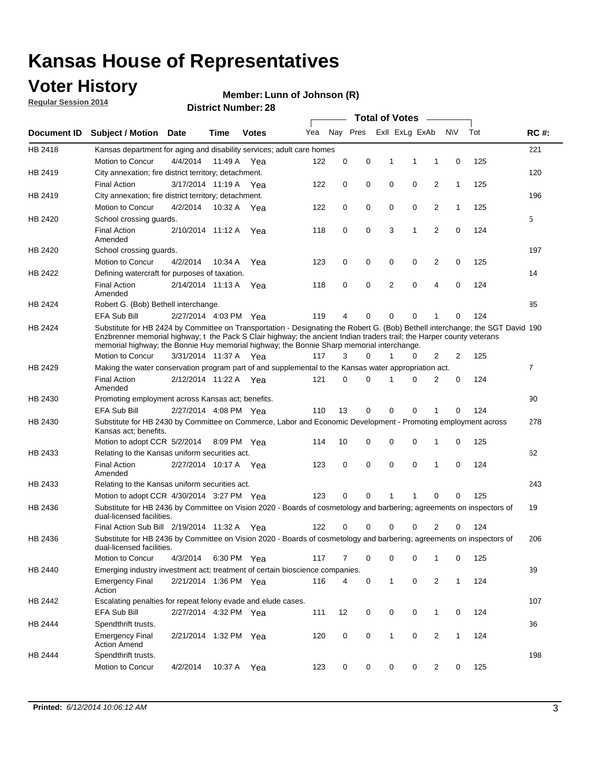# Kansas House of Representatives

## Voter History

**Regular Session 2014**

**Member: Lunn of Johnson (R)**

**District Number: 28**

| Document ID | Subject / Motion | Date | Time | Votes | Yea | Nay | Pres | ExII | ExLg | ExAb | N\V | Tot | RC #: |
|---|---|---|---|---|---|---|---|---|---|---|---|---|---|
| HB 2418 | Kansas department for aging and disability services; adult care homes | | | | | | | | | | | | 221 |
| | Motion to Concur | 4/4/2014 | 11:49 A | Yea | 122 | 0 | 0 | 1 | 1 | 1 | 0 | 125 | |
| HB 2419 | City annexation; fire district territory; detachment. | | | | | | | | | | | | 120 |
| | Final Action | 3/17/2014 | 11:19 A | Yea | 122 | 0 | 0 | 0 | 0 | 2 | 1 | 125 | |
| HB 2419 | City annexation; fire district territory; detachment. | | | | | | | | | | | | 196 |
| | Motion to Concur | 4/2/2014 | 10:32 A | Yea | 122 | 0 | 0 | 0 | 0 | 2 | 1 | 125 | |
| HB 2420 | School crossing guards. | | | | | | | | | | | | 5 |
| | Final Action Amended | 2/10/2014 | 11:12 A | Yea | 118 | 0 | 0 | 3 | 1 | 2 | 0 | 124 | |
| HB 2420 | School crossing guards. | | | | | | | | | | | | 197 |
| | Motion to Concur | 4/2/2014 | 10:34 A | Yea | 123 | 0 | 0 | 0 | 0 | 2 | 0 | 125 | |
| HB 2422 | Defining watercraft for purposes of taxation. | | | | | | | | | | | | 14 |
| | Final Action Amended | 2/14/2014 | 11:13 A | Yea | 118 | 0 | 0 | 2 | 0 | 4 | 0 | 124 | |
| HB 2424 | Robert G. (Bob) Bethell interchange. | | | | | | | | | | | | 85 |
| | EFA Sub Bill | 2/27/2014 | 4:03 PM | Yea | 119 | 4 | 0 | 0 | 0 | 1 | 0 | 124 | |
| HB 2424 | Substitute for HB 2424 by Committee on Transportation - Designating the Robert G. (Bob) Bethell interchange; the SGT David Enzbrenner memorial highway; t the Pack S Clair highway; the ancient Indian traders trail; the Harper county veterans memorial highway; the Bonnie Huy memorial highway; the Bonnie Sharp memorial interchange. | | | | | | | | | | | | 190 |
| | Motion to Concur | 3/31/2014 | 11:37 A | Yea | 117 | 3 | 0 | 1 | 0 | 2 | 2 | 125 | |
| HB 2429 | Making the water conservation program part of and supplemental to the Kansas water appropriation act. | | | | | | | | | | | | 7 |
| | Final Action Amended | 2/12/2014 | 11:22 A | Yea | 121 | 0 | 0 | 1 | 0 | 2 | 0 | 124 | |
| HB 2430 | Promoting employment across Kansas act; benefits. | | | | | | | | | | | | 90 |
| | EFA Sub Bill | 2/27/2014 | 4:08 PM | Yea | 110 | 13 | 0 | 0 | 0 | 1 | 0 | 124 | |
| HB 2430 | Substitute for HB 2430 by Committee on Commerce, Labor and Economic Development - Promoting employment across Kansas act; benefits. | | | | | | | | | | | | 278 |
| | Motion to adopt CCR | 5/2/2014 | 8:09 PM | Yea | 114 | 10 | 0 | 0 | 0 | 1 | 0 | 125 | |
| HB 2433 | Relating to the Kansas uniform securities act. | | | | | | | | | | | | 62 |
| | Final Action Amended | 2/27/2014 | 10:17 A | Yea | 123 | 0 | 0 | 0 | 0 | 1 | 0 | 124 | |
| HB 2433 | Relating to the Kansas uniform securities act. | | | | | | | | | | | | 243 |
| | Motion to adopt CCR | 4/30/2014 | 3:27 PM | Yea | 123 | 0 | 0 | 1 | 1 | 0 | 0 | 125 | |
| HB 2436 | Substitute for HB 2436 by Committee on Vision 2020 - Boards of cosmetology and barbering; agreements on inspectors of dual-licensed facilities. | | | | | | | | | | | | 19 |
| | Final Action Sub Bill | 2/19/2014 | 11:32 A | Yea | 122 | 0 | 0 | 0 | 0 | 2 | 0 | 124 | |
| HB 2436 | Substitute for HB 2436 by Committee on Vision 2020 - Boards of cosmetology and barbering; agreements on inspectors of dual-licensed facilities. | | | | | | | | | | | | 206 |
| | Motion to Concur | 4/3/2014 | 6:30 PM | Yea | 117 | 7 | 0 | 0 | 0 | 1 | 0 | 125 | |
| HB 2440 | Emerging industry investment act; treatment of certain bioscience companies. | | | | | | | | | | | | 39 |
| | Emergency Final Action | 2/21/2014 | 1:36 PM | Yea | 116 | 4 | 0 | 1 | 0 | 2 | 1 | 124 | |
| HB 2442 | Escalating penalties for repeat felony evade and elude cases. | | | | | | | | | | | | 107 |
| | EFA Sub Bill | 2/27/2014 | 4:32 PM | Yea | 111 | 12 | 0 | 0 | 0 | 1 | 0 | 124 | |
| HB 2444 | Spendthrift trusts. | | | | | | | | | | | | 36 |
| | Emergency Final Action Amend | 2/21/2014 | 1:32 PM | Yea | 120 | 0 | 0 | 1 | 0 | 2 | 1 | 124 | |
| HB 2444 | Spendthrift trusts. | | | | | | | | | | | | 198 |
| | Motion to Concur | 4/2/2014 | 10:37 A | Yea | 123 | 0 | 0 | 0 | 0 | 2 | 0 | 125 | |

**Printed:** *6/12/2014 10:06:12 AM*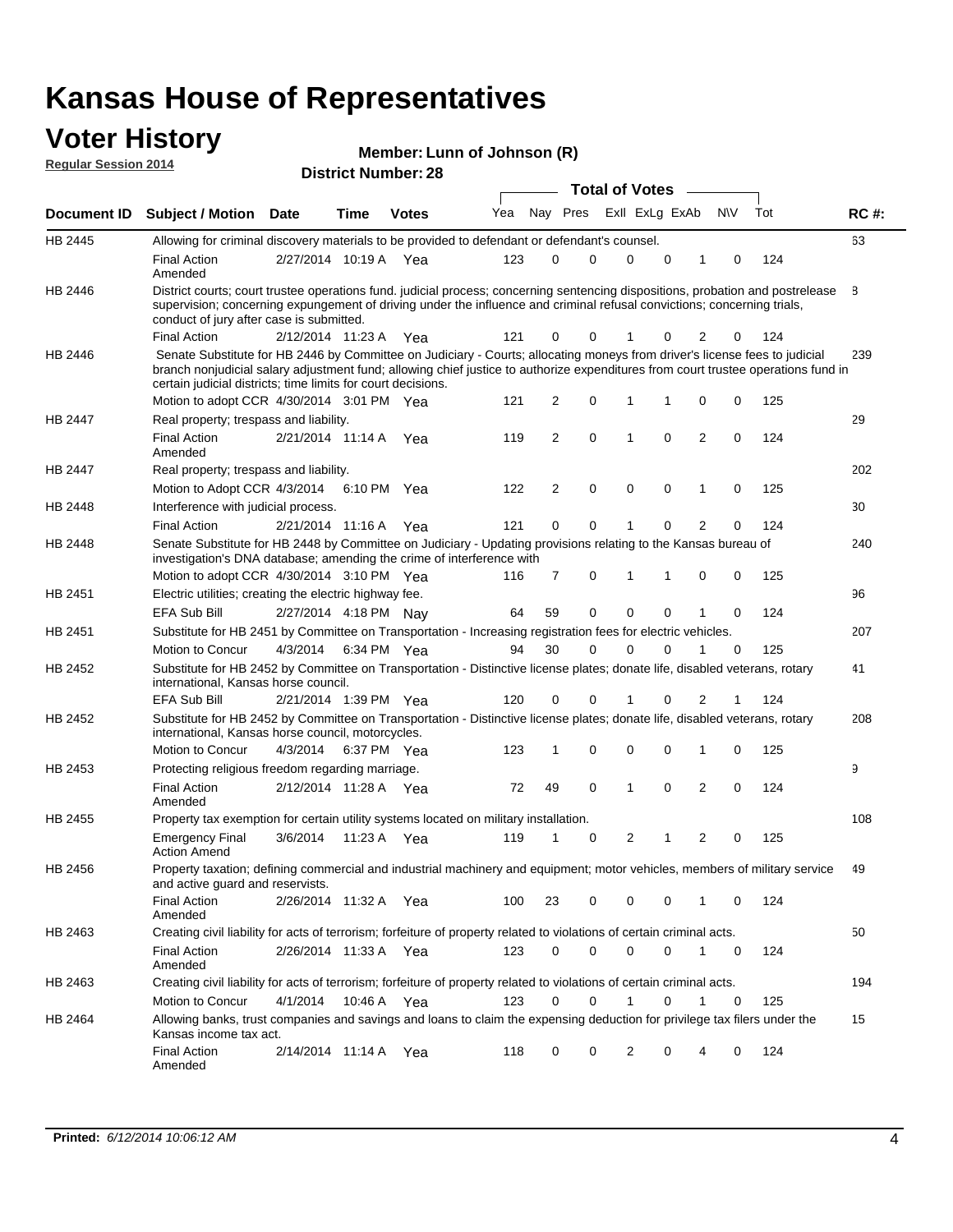# Kansas House of Representatives

## Voter History

**Regular Session 2014**

**Member: Lunn of Johnson (R)**

**District Number: 28**

| Document ID | Subject / Motion | Date | Time | Votes | Yea | Nay | Pres | ExlI | ExLg | ExAb | N\V | Tot | RC #: |
|---|---|---|---|---|---|---|---|---|---|---|---|---|---|
| HB 2445 | Allowing for criminal discovery materials to be provided to defendant or defendant's counsel. | | | | | | | | | | | | 63 |
| | Final Action Amended | 2/27/2014 | 10:19 A | Yea | 123 | 0 | 0 | 0 | 0 | 1 | 0 | 124 | |
| HB 2446 | District courts; court trustee operations fund. judicial process; concerning sentencing dispositions, probation and postrelease supervision; concerning expungement of driving under the influence and criminal refusal convictions; concerning trials, conduct of jury after case is submitted. | | | | | | | | | | | | 8 |
| | Final Action | 2/12/2014 | 11:23 A | Yea | 121 | 0 | 0 | 1 | 0 | 2 | 0 | 124 | |
| HB 2446 | Senate Substitute for HB 2446 by Committee on Judiciary - Courts; allocating moneys from driver's license fees to judicial branch nonjudicial salary adjustment fund; allowing chief justice to authorize expenditures from court trustee operations fund in certain judicial districts; time limits for court decisions. | | | | | | | | | | | | 239 |
| | Motion to adopt CCR | 4/30/2014 | 3:01 PM | Yea | 121 | 2 | 0 | 1 | 1 | 0 | 0 | 125 | |
| HB 2447 | Real property; trespass and liability. | | | | | | | | | | | | 29 |
| | Final Action Amended | 2/21/2014 | 11:14 A | Yea | 119 | 2 | 0 | 1 | 0 | 2 | 0 | 124 | |
| HB 2447 | Real property; trespass and liability. | | | | | | | | | | | | 202 |
| | Motion to Adopt CCR | 4/3/2014 | 6:10 PM | Yea | 122 | 2 | 0 | 0 | 0 | 1 | 0 | 125 | |
| HB 2448 | Interference with judicial process. | | | | | | | | | | | | 30 |
| | Final Action | 2/21/2014 | 11:16 A | Yea | 121 | 0 | 0 | 1 | 0 | 2 | 0 | 124 | |
| HB 2448 | Senate Substitute for HB 2448 by Committee on Judiciary - Updating provisions relating to the Kansas bureau of investigation's DNA database; amending the crime of interference with | | | | | | | | | | | | 240 |
| | Motion to adopt CCR | 4/30/2014 | 3:10 PM | Yea | 116 | 7 | 0 | 1 | 1 | 0 | 0 | 125 | |
| HB 2451 | Electric utilities; creating the electric highway fee. | | | | | | | | | | | | 96 |
| | EFA Sub Bill | 2/27/2014 | 4:18 PM | Nay | 64 | 59 | 0 | 0 | 0 | 1 | 0 | 124 | |
| HB 2451 | Substitute for HB 2451 by Committee on Transportation - Increasing registration fees for electric vehicles. | | | | | | | | | | | | 207 |
| | Motion to Concur | 4/3/2014 | 6:34 PM | Yea | 94 | 30 | 0 | 0 | 0 | 1 | 0 | 125 | |
| HB 2452 | Substitute for HB 2452 by Committee on Transportation - Distinctive license plates; donate life, disabled veterans, rotary international, Kansas horse council. | | | | | | | | | | | | 41 |
| | EFA Sub Bill | 2/21/2014 | 1:39 PM | Yea | 120 | 0 | 0 | 1 | 0 | 2 | 1 | 124 | |
| HB 2452 | Substitute for HB 2452 by Committee on Transportation - Distinctive license plates; donate life, disabled veterans, rotary international, Kansas horse council, motorcycles. | | | | | | | | | | | | 208 |
| | Motion to Concur | 4/3/2014 | 6:37 PM | Yea | 123 | 1 | 0 | 0 | 0 | 1 | 0 | 125 | |
| HB 2453 | Protecting religious freedom regarding marriage. | | | | | | | | | | | | 9 |
| | Final Action Amended | 2/12/2014 | 11:28 A | Yea | 72 | 49 | 0 | 1 | 0 | 2 | 0 | 124 | |
| HB 2455 | Property tax exemption for certain utility systems located on military installation. | | | | | | | | | | | | 108 |
| | Emergency Final Action Amend | 3/6/2014 | 11:23 A | Yea | 119 | 1 | 0 | 2 | 1 | 2 | 0 | 125 | |
| HB 2456 | Property taxation; defining commercial and industrial machinery and equipment; motor vehicles, members of military service and active guard and reservists. | | | | | | | | | | | | 49 |
| | Final Action Amended | 2/26/2014 | 11:32 A | Yea | 100 | 23 | 0 | 0 | 0 | 1 | 0 | 124 | |
| HB 2463 | Creating civil liability for acts of terrorism; forfeiture of property related to violations of certain criminal acts. | | | | | | | | | | | | 50 |
| | Final Action Amended | 2/26/2014 | 11:33 A | Yea | 123 | 0 | 0 | 0 | 0 | 1 | 0 | 124 | |
| HB 2463 | Creating civil liability for acts of terrorism; forfeiture of property related to violations of certain criminal acts. | | | | | | | | | | | | 194 |
| | Motion to Concur | 4/1/2014 | 10:46 A | Yea | 123 | 0 | 0 | 1 | 0 | 1 | 0 | 125 | |
| HB 2464 | Allowing banks, trust companies and savings and loans to claim the expensing deduction for privilege tax filers under the Kansas income tax act. | | | | | | | | | | | | 15 |
| | Final Action Amended | 2/14/2014 | 11:14 A | Yea | 118 | 0 | 0 | 2 | 0 | 4 | 0 | 124 | |

**Printed:** *6/12/2014 10:06:12 AM*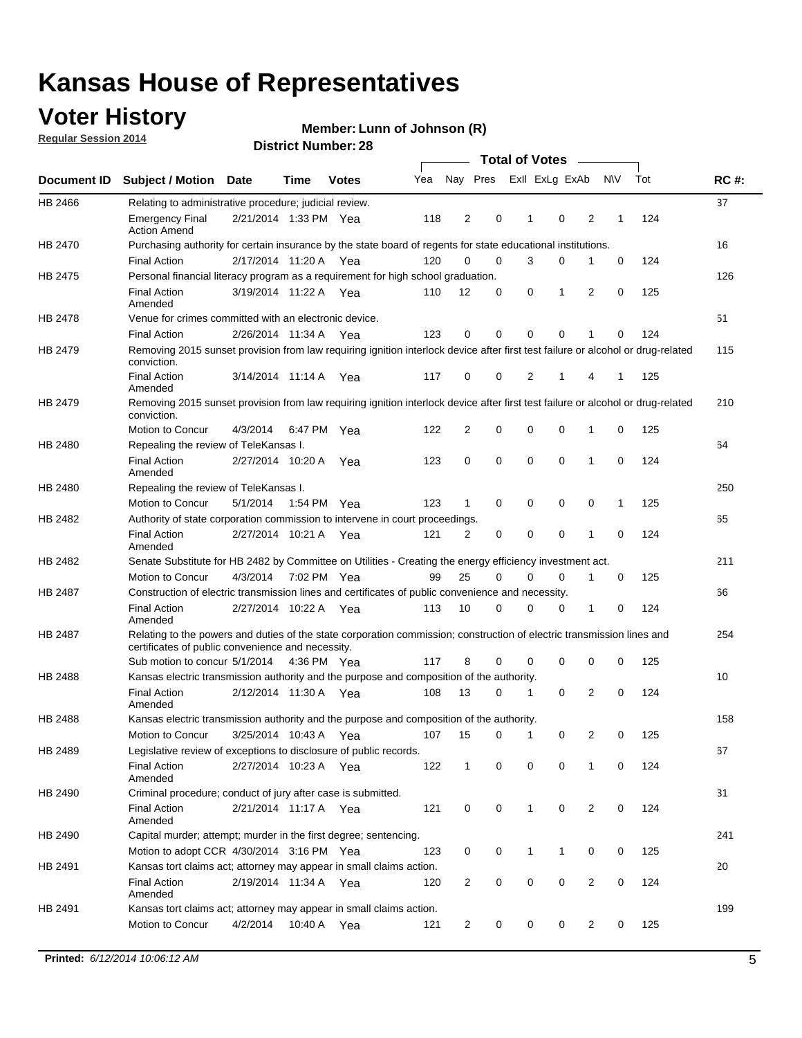# Kansas House of Representatives

## Voter History

**Regular Session 2014**

**Member: Lunn of Johnson (R)**

**District Number: 28**

| Document ID | Subject / Motion | Date | Time | Votes | Yea | Nay | Pres | ExII | ExLg | ExAb | N\V | Tot | RC #: |
|---|---|---|---|---|---|---|---|---|---|---|---|---|---|
| HB 2466 | Relating to administrative procedure; judicial review. | | | | | | | | | | | | 37 |
| | Emergency Final Action Amend | 2/21/2014 | 1:33 PM | Yea | 118 | 2 | 0 | 1 | 0 | 2 | 1 | 124 | |
| HB 2470 | Purchasing authority for certain insurance by the state board of regents for state educational institutions. | | | | | | | | | | | | 16 |
| | Final Action | 2/17/2014 | 11:20 A | Yea | 120 | 0 | 0 | 3 | 0 | 1 | 0 | 124 | |
| HB 2475 | Personal financial literacy program as a requirement for high school graduation. | | | | | | | | | | | | 126 |
| | Final Action Amended | 3/19/2014 | 11:22 A | Yea | 110 | 12 | 0 | 0 | 1 | 2 | 0 | 125 | |
| HB 2478 | Venue for crimes committed with an electronic device. | | | | | | | | | | | | 51 |
| | Final Action | 2/26/2014 | 11:34 A | Yea | 123 | 0 | 0 | 0 | 0 | 1 | 0 | 124 | |
| HB 2479 | Removing 2015 sunset provision from law requiring ignition interlock device after first test failure or alcohol or drug-related conviction. | | | | | | | | | | | | 115 |
| | Final Action Amended | 3/14/2014 | 11:14 A | Yea | 117 | 0 | 0 | 2 | 1 | 4 | 1 | 125 | |
| HB 2479 | Removing 2015 sunset provision from law requiring ignition interlock device after first test failure or alcohol or drug-related conviction. | | | | | | | | | | | | 210 |
| | Motion to Concur | 4/3/2014 | 6:47 PM | Yea | 122 | 2 | 0 | 0 | 0 | 1 | 0 | 125 | |
| HB 2480 | Repealing the review of TeleKansas I. | | | | | | | | | | | | 64 |
| | Final Action Amended | 2/27/2014 | 10:20 A | Yea | 123 | 0 | 0 | 0 | 0 | 1 | 0 | 124 | |
| HB 2480 | Repealing the review of TeleKansas I. | | | | | | | | | | | | 250 |
| | Motion to Concur | 5/1/2014 | 1:54 PM | Yea | 123 | 1 | 0 | 0 | 0 | 0 | 1 | 125 | |
| HB 2482 | Authority of state corporation commission to intervene in court proceedings. | | | | | | | | | | | | 65 |
| | Final Action Amended | 2/27/2014 | 10:21 A | Yea | 121 | 2 | 0 | 0 | 0 | 1 | 0 | 124 | |
| HB 2482 | Senate Substitute for HB 2482 by Committee on Utilities - Creating the energy efficiency investment act. | | | | | | | | | | | | 211 |
| | Motion to Concur | 4/3/2014 | 7:02 PM | Yea | 99 | 25 | 0 | 0 | 0 | 1 | 0 | 125 | |
| HB 2487 | Construction of electric transmission lines and certificates of public convenience and necessity. | | | | | | | | | | | | 66 |
| | Final Action Amended | 2/27/2014 | 10:22 A | Yea | 113 | 10 | 0 | 0 | 0 | 1 | 0 | 124 | |
| HB 2487 | Relating to the powers and duties of the state corporation commission; construction of electric transmission lines and certificates of public convenience and necessity. | | | | | | | | | | | | 254 |
| | Sub motion to concur | 5/1/2014 | 4:36 PM | Yea | 117 | 8 | 0 | 0 | 0 | 0 | 0 | 125 | |
| HB 2488 | Kansas electric transmission authority and the purpose and composition of the authority. | | | | | | | | | | | | 10 |
| | Final Action Amended | 2/12/2014 | 11:30 A | Yea | 108 | 13 | 0 | 1 | 0 | 2 | 0 | 124 | |
| HB 2488 | Kansas electric transmission authority and the purpose and composition of the authority. | | | | | | | | | | | | 158 |
| | Motion to Concur | 3/25/2014 | 10:43 A | Yea | 107 | 15 | 0 | 1 | 0 | 2 | 0 | 125 | |
| HB 2489 | Legislative review of exceptions to disclosure of public records. | | | | | | | | | | | | 67 |
| | Final Action Amended | 2/27/2014 | 10:23 A | Yea | 122 | 1 | 0 | 0 | 0 | 1 | 0 | 124 | |
| HB 2490 | Criminal procedure; conduct of jury after case is submitted. | | | | | | | | | | | | 31 |
| | Final Action Amended | 2/21/2014 | 11:17 A | Yea | 121 | 0 | 0 | 1 | 0 | 2 | 0 | 124 | |
| HB 2490 | Capital murder; attempt; murder in the first degree; sentencing. | | | | | | | | | | | | 241 |
| | Motion to adopt CCR | 4/30/2014 | 3:16 PM | Yea | 123 | 0 | 0 | 1 | 1 | 0 | 0 | 125 | |
| HB 2491 | Kansas tort claims act; attorney may appear in small claims action. | | | | | | | | | | | | 20 |
| | Final Action Amended | 2/19/2014 | 11:34 A | Yea | 120 | 2 | 0 | 0 | 0 | 2 | 0 | 124 | |
| HB 2491 | Kansas tort claims act; attorney may appear in small claims action. | | | | | | | | | | | | 199 |
| | Motion to Concur | 4/2/2014 | 10:40 A | Yea | 121 | 2 | 0 | 0 | 0 | 2 | 0 | 125 | |

**Printed:** *6/12/2014 10:06:12 AM*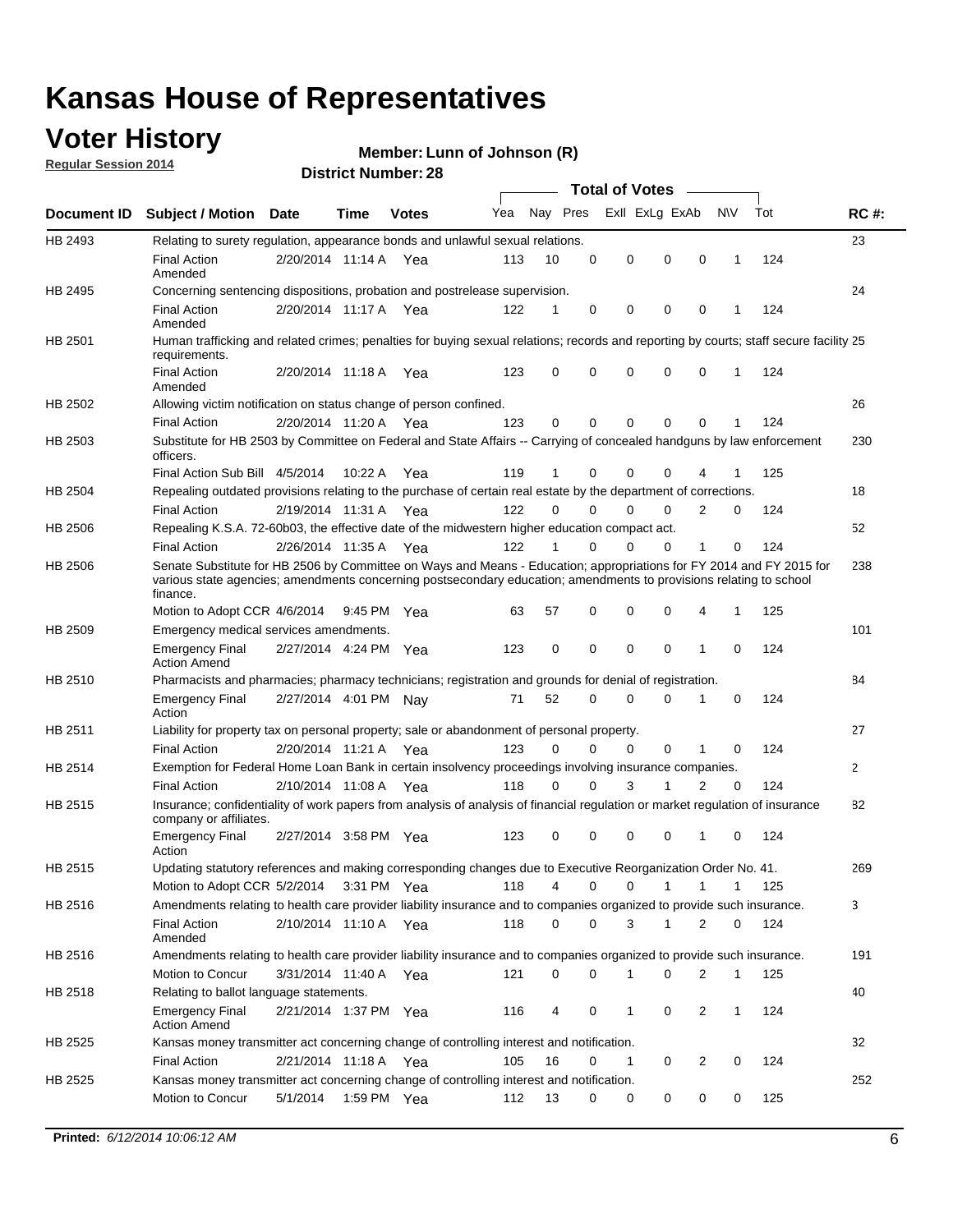# Kansas House of Representatives

## Voter History

**Regular Session 2014**

**Member: Lunn of Johnson (R)**

**District Number: 28**

| Document ID | Subject / Motion | Date | Time | Votes | Yea | Nay | Pres | ExII | ExLg | ExAb | N\V | Tot | RC #: |
|---|---|---|---|---|---|---|---|---|---|---|---|---|---|
| HB 2493 | Relating to surety regulation, appearance bonds and unlawful sexual relations. | | | | | | | | | | | | 23 |
| | Final Action Amended | 2/20/2014 | 11:14 A | Yea | 113 | 10 | 0 | 0 | 0 | 0 | 1 | 124 | |
| HB 2495 | Concerning sentencing dispositions, probation and postrelease supervision. | | | | | | | | | | | | 24 |
| | Final Action Amended | 2/20/2014 | 11:17 A | Yea | 122 | 1 | 0 | 0 | 0 | 0 | 1 | 124 | |
| HB 2501 | Human trafficking and related crimes; penalties for buying sexual relations; records and reporting by courts; staff secure facility requirements. | | | | | | | | | | | | 25 |
| | Final Action Amended | 2/20/2014 | 11:18 A | Yea | 123 | 0 | 0 | 0 | 0 | 0 | 1 | 124 | |
| HB 2502 | Allowing victim notification on status change of person confined. | | | | | | | | | | | | 26 |
| | Final Action | 2/20/2014 | 11:20 A | Yea | 123 | 0 | 0 | 0 | 0 | 0 | 1 | 124 | |
| HB 2503 | Substitute for HB 2503 by Committee on Federal and State Affairs -- Carrying of concealed handguns by law enforcement officers. | | | | | | | | | | | | 230 |
| | Final Action Sub Bill | 4/5/2014 | 10:22 A | Yea | 119 | 1 | 0 | 0 | 0 | 4 | 1 | 125 | |
| HB 2504 | Repealing outdated provisions relating to the purchase of certain real estate by the department of corrections. | | | | | | | | | | | | 18 |
| | Final Action | 2/19/2014 | 11:31 A | Yea | 122 | 0 | 0 | 0 | 0 | 2 | 0 | 124 | |
| HB 2506 | Repealing K.S.A. 72-60b03, the effective date of the midwestern higher education compact act. | | | | | | | | | | | | 52 |
| | Final Action | 2/26/2014 | 11:35 A | Yea | 122 | 1 | 0 | 0 | 0 | 1 | 0 | 124 | |
| HB 2506 | Senate Substitute for HB 2506 by Committee on Ways and Means - Education; appropriations for FY 2014 and FY 2015 for various state agencies; amendments concerning postsecondary education; amendments to provisions relating to school finance. | | | | | | | | | | | | 238 |
| | Motion to Adopt CCR | 4/6/2014 | 9:45 PM | Yea | 63 | 57 | 0 | 0 | 0 | 4 | 1 | 125 | |
| HB 2509 | Emergency medical services amendments. | | | | | | | | | | | | 101 |
| | Emergency Final Action Amend | 2/27/2014 | 4:24 PM | Yea | 123 | 0 | 0 | 0 | 0 | 1 | 0 | 124 | |
| HB 2510 | Pharmacists and pharmacies; pharmacy technicians; registration and grounds for denial of registration. | | | | | | | | | | | | 84 |
| | Emergency Final Action | 2/27/2014 | 4:01 PM | Nay | 71 | 52 | 0 | 0 | 0 | 1 | 0 | 124 | |
| HB 2511 | Liability for property tax on personal property; sale or abandonment of personal property. | | | | | | | | | | | | 27 |
| | Final Action | 2/20/2014 | 11:21 A | Yea | 123 | 0 | 0 | 0 | 0 | 1 | 0 | 124 | |
| HB 2514 | Exemption for Federal Home Loan Bank in certain insolvency proceedings involving insurance companies. | | | | | | | | | | | | 2 |
| | Final Action | 2/10/2014 | 11:08 A | Yea | 118 | 0 | 0 | 3 | 1 | 2 | 0 | 124 | |
| HB 2515 | Insurance; confidentiality of work papers from analysis of analysis of financial regulation or market regulation of insurance company or affiliates. | | | | | | | | | | | | 82 |
| | Emergency Final Action | 2/27/2014 | 3:58 PM | Yea | 123 | 0 | 0 | 0 | 0 | 1 | 0 | 124 | |
| HB 2515 | Updating statutory references and making corresponding changes due to Executive Reorganization Order No. 41. | | | | | | | | | | | | 269 |
| | Motion to Adopt CCR | 5/2/2014 | 3:31 PM | Yea | 118 | 4 | 0 | 0 | 1 | 1 | 1 | 125 | |
| HB 2516 | Amendments relating to health care provider liability insurance and to companies organized to provide such insurance. | | | | | | | | | | | | 3 |
| | Final Action Amended | 2/10/2014 | 11:10 A | Yea | 118 | 0 | 0 | 3 | 1 | 2 | 0 | 124 | |
| HB 2516 | Amendments relating to health care provider liability insurance and to companies organized to provide such insurance. | | | | | | | | | | | | 191 |
| | Motion to Concur | 3/31/2014 | 11:40 A | Yea | 121 | 0 | 0 | 1 | 0 | 2 | 1 | 125 | |
| HB 2518 | Relating to ballot language statements. | | | | | | | | | | | | 40 |
| | Emergency Final Action Amend | 2/21/2014 | 1:37 PM | Yea | 116 | 4 | 0 | 1 | 0 | 2 | 1 | 124 | |
| HB 2525 | Kansas money transmitter act concerning change of controlling interest and notification. | | | | | | | | | | | | 32 |
| | Final Action | 2/21/2014 | 11:18 A | Yea | 105 | 16 | 0 | 1 | 0 | 2 | 0 | 124 | |
| HB 2525 | Kansas money transmitter act concerning change of controlling interest and notification. | | | | | | | | | | | | 252 |
| | Motion to Concur | 5/1/2014 | 1:59 PM | Yea | 112 | 13 | 0 | 0 | 0 | 0 | 0 | 125 | |

**Printed:** *6/12/2014 10:06:12 AM*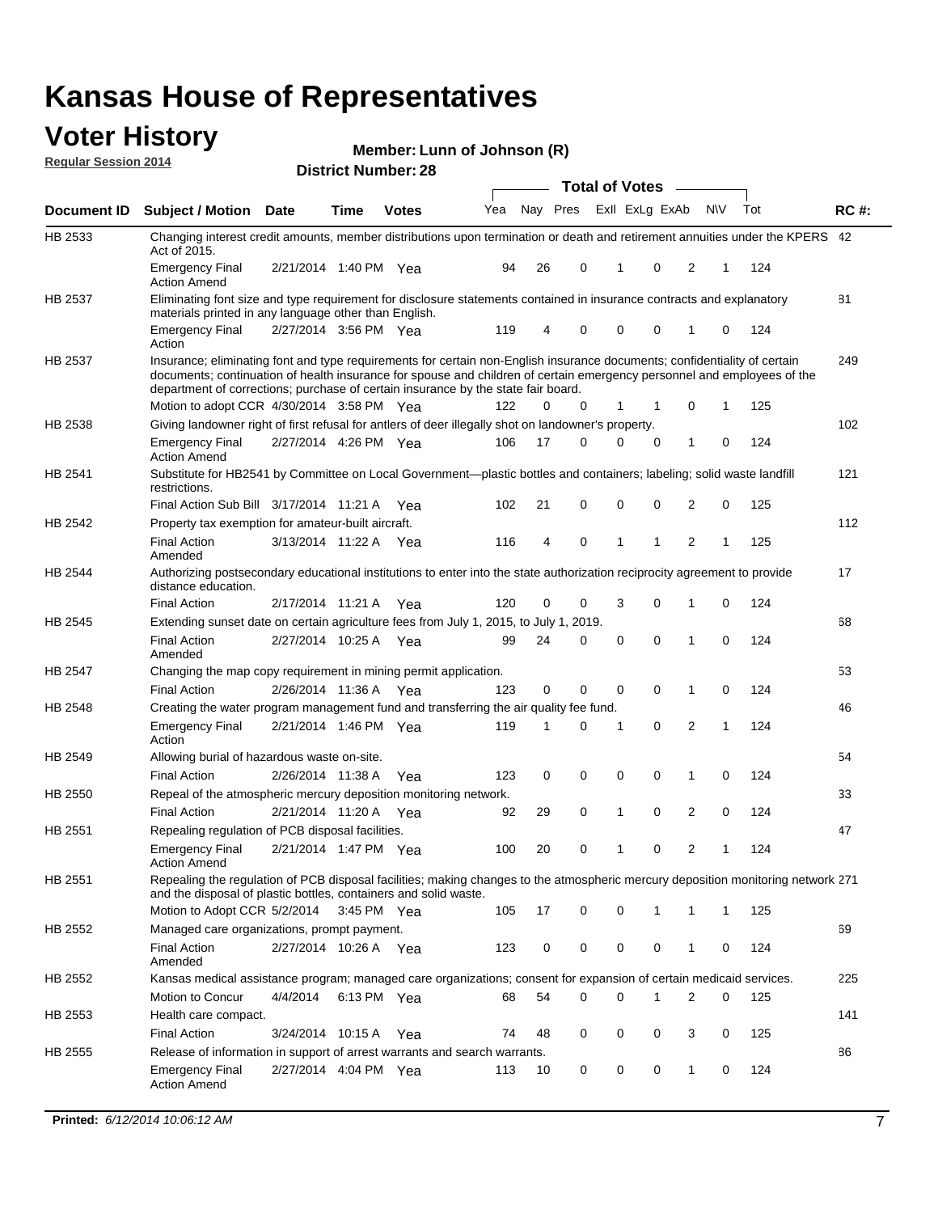# Kansas House of Representatives

## Voter History

**Regular Session 2014**

**Member: Lunn of Johnson (R)**

**District Number: 28**

| Document ID | Subject / Motion | Date | Time | Votes | Yea | Nay | Pres | ExII | ExLg | ExAb | N\V | Tot | RC #: |
|---|---|---|---|---|---|---|---|---|---|---|---|---|---|
| HB 2533 | Changing interest credit amounts, member distributions upon termination or death and retirement annuities under the KPERS Act of 2015. | | | | | | | | | | | | 42 |
| | Emergency Final Action Amend | 2/21/2014 | 1:40 PM | Yea | 94 | 26 | 0 | 1 | 0 | 2 | 1 | 124 | |
| HB 2537 | Eliminating font size and type requirement for disclosure statements contained in insurance contracts and explanatory materials printed in any language other than English. | | | | | | | | | | | | 81 |
| | Emergency Final Action | 2/27/2014 | 3:56 PM | Yea | 119 | 4 | 0 | 0 | 0 | 1 | 0 | 124 | |
| HB 2537 | Insurance; eliminating font and type requirements for certain non-English insurance documents; confidentiality of certain documents; continuation of health insurance for spouse and children of certain emergency personnel and employees of the department of corrections; purchase of certain insurance by the state fair board. | | | | | | | | | | | | 249 |
| | Motion to adopt CCR | 4/30/2014 | 3:58 PM | Yea | 122 | 0 | 0 | 1 | 1 | 0 | 1 | 125 | |
| HB 2538 | Giving landowner right of first refusal for antlers of deer illegally shot on landowner's property. | | | | | | | | | | | | 102 |
| | Emergency Final Action Amend | 2/27/2014 | 4:26 PM | Yea | 106 | 17 | 0 | 0 | 0 | 1 | 0 | 124 | |
| HB 2541 | Substitute for HB2541 by Committee on Local Government—plastic bottles and containers; labeling; solid waste landfill restrictions. | | | | | | | | | | | | 121 |
| | Final Action Sub Bill | 3/17/2014 | 11:21 A | Yea | 102 | 21 | 0 | 0 | 0 | 2 | 0 | 125 | |
| HB 2542 | Property tax exemption for amateur-built aircraft. | | | | | | | | | | | | 112 |
| | Final Action Amended | 3/13/2014 | 11:22 A | Yea | 116 | 4 | 0 | 1 | 1 | 2 | 1 | 125 | |
| HB 2544 | Authorizing postsecondary educational institutions to enter into the state authorization reciprocity agreement to provide distance education. | | | | | | | | | | | | 17 |
| | Final Action | 2/17/2014 | 11:21 A | Yea | 120 | 0 | 0 | 3 | 0 | 1 | 0 | 124 | |
| HB 2545 | Extending sunset date on certain agriculture fees from July 1, 2015, to July 1, 2019. | | | | | | | | | | | | 68 |
| | Final Action Amended | 2/27/2014 | 10:25 A | Yea | 99 | 24 | 0 | 0 | 0 | 1 | 0 | 124 | |
| HB 2547 | Changing the map copy requirement in mining permit application. | | | | | | | | | | | | 53 |
| | Final Action | 2/26/2014 | 11:36 A | Yea | 123 | 0 | 0 | 0 | 0 | 1 | 0 | 124 | |
| HB 2548 | Creating the water program management fund and transferring the air quality fee fund. | | | | | | | | | | | | 46 |
| | Emergency Final Action | 2/21/2014 | 1:46 PM | Yea | 119 | 1 | 0 | 1 | 0 | 2 | 1 | 124 | |
| HB 2549 | Allowing burial of hazardous waste on-site. | | | | | | | | | | | | 54 |
| | Final Action | 2/26/2014 | 11:38 A | Yea | 123 | 0 | 0 | 0 | 0 | 1 | 0 | 124 | |
| HB 2550 | Repeal of the atmospheric mercury deposition monitoring network. | | | | | | | | | | | | 33 |
| | Final Action | 2/21/2014 | 11:20 A | Yea | 92 | 29 | 0 | 1 | 0 | 2 | 0 | 124 | |
| HB 2551 | Repealing regulation of PCB disposal facilities. | | | | | | | | | | | | 47 |
| | Emergency Final Action Amend | 2/21/2014 | 1:47 PM | Yea | 100 | 20 | 0 | 1 | 0 | 2 | 1 | 124 | |
| HB 2551 | Repealing the regulation of PCB disposal facilities; making changes to the atmospheric mercury deposition monitoring network and the disposal of plastic bottles, containers and solid waste. | | | | | | | | | | | | 271 |
| | Motion to Adopt CCR | 5/2/2014 | 3:45 PM | Yea | 105 | 17 | 0 | 0 | 1 | 1 | 1 | 125 | |
| HB 2552 | Managed care organizations, prompt payment. | | | | | | | | | | | | 69 |
| | Final Action Amended | 2/27/2014 | 10:26 A | Yea | 123 | 0 | 0 | 0 | 0 | 1 | 0 | 124 | |
| HB 2552 | Kansas medical assistance program; managed care organizations; consent for expansion of certain medicaid services. | | | | | | | | | | | | 225 |
| | Motion to Concur | 4/4/2014 | 6:13 PM | Yea | 68 | 54 | 0 | 0 | 1 | 2 | 0 | 125 | |
| HB 2553 | Health care compact. | | | | | | | | | | | | 141 |
| | Final Action | 3/24/2014 | 10:15 A | Yea | 74 | 48 | 0 | 0 | 0 | 3 | 0 | 125 | |
| HB 2555 | Release of information in support of arrest warrants and search warrants. | | | | | | | | | | | | 86 |
| | Emergency Final Action Amend | 2/27/2014 | 4:04 PM | Yea | 113 | 10 | 0 | 0 | 0 | 1 | 0 | 124 | |

**Printed:** *6/12/2014 10:06:12 AM*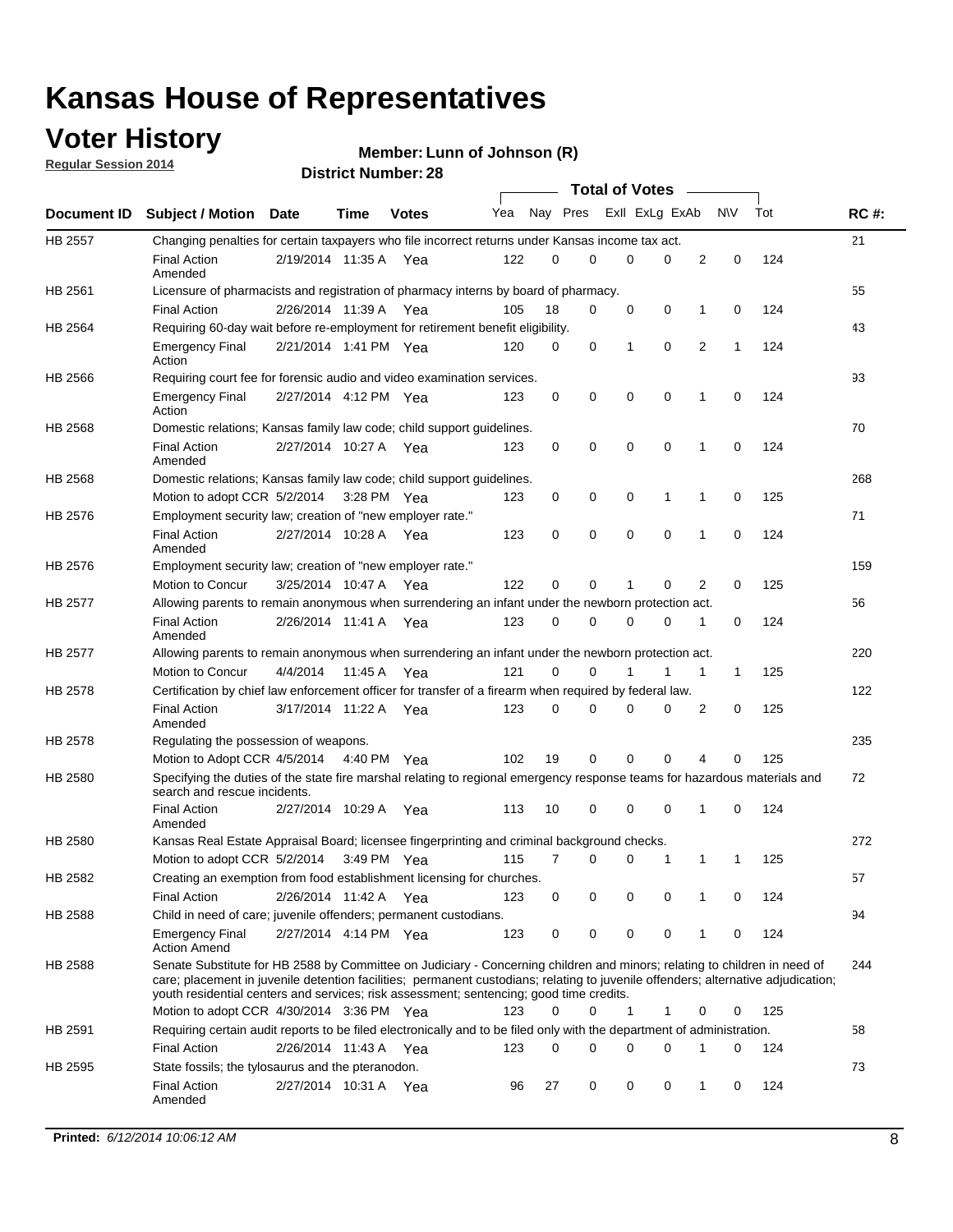# Kansas House of Representatives

## Voter History

**Regular Session 2014**

**Member: Lunn of Johnson (R)**

**District Number: 28**

| Document ID | Subject / Motion | Date | Time | Votes | Yea | Nay | Pres | ExII | ExLg | ExAb | N\V | Tot | RC #: |
|---|---|---|---|---|---|---|---|---|---|---|---|---|---|
| HB 2557 | Changing penalties for certain taxpayers who file incorrect returns under Kansas income tax act. | | | | | | | | | | | | 21 |
| | Final Action Amended | 2/19/2014 | 11:35 A | Yea | 122 | 0 | 0 | 0 | 0 | 2 | 0 | 124 | |
| HB 2561 | Licensure of pharmacists and registration of pharmacy interns by board of pharmacy. | | | | | | | | | | | | 55 |
| | Final Action | 2/26/2014 | 11:39 A | Yea | 105 | 18 | 0 | 0 | 0 | 1 | 0 | 124 | |
| HB 2564 | Requiring 60-day wait before re-employment for retirement benefit eligibility. | | | | | | | | | | | | 43 |
| | Emergency Final Action | 2/21/2014 | 1:41 PM | Yea | 120 | 0 | 0 | 1 | 0 | 2 | 1 | 124 | |
| HB 2566 | Requiring court fee for forensic audio and video examination services. | | | | | | | | | | | | 93 |
| | Emergency Final Action | 2/27/2014 | 4:12 PM | Yea | 123 | 0 | 0 | 0 | 0 | 1 | 0 | 124 | |
| HB 2568 | Domestic relations; Kansas family law code; child support guidelines. | | | | | | | | | | | | 70 |
| | Final Action Amended | 2/27/2014 | 10:27 A | Yea | 123 | 0 | 0 | 0 | 0 | 1 | 0 | 124 | |
| HB 2568 | Domestic relations; Kansas family law code; child support guidelines. | | | | | | | | | | | | 268 |
| | Motion to adopt CCR | 5/2/2014 | 3:28 PM | Yea | 123 | 0 | 0 | 0 | 1 | 1 | 0 | 125 | |
| HB 2576 | Employment security law; creation of "new employer rate." | | | | | | | | | | | | 71 |
| | Final Action Amended | 2/27/2014 | 10:28 A | Yea | 123 | 0 | 0 | 0 | 0 | 1 | 0 | 124 | |
| HB 2576 | Employment security law; creation of "new employer rate." | | | | | | | | | | | | 159 |
| | Motion to Concur | 3/25/2014 | 10:47 A | Yea | 122 | 0 | 0 | 1 | 0 | 2 | 0 | 125 | |
| HB 2577 | Allowing parents to remain anonymous when surrendering an infant under the newborn protection act. | | | | | | | | | | | | 56 |
| | Final Action Amended | 2/26/2014 | 11:41 A | Yea | 123 | 0 | 0 | 0 | 0 | 1 | 0 | 124 | |
| HB 2577 | Allowing parents to remain anonymous when surrendering an infant under the newborn protection act. | | | | | | | | | | | | 220 |
| | Motion to Concur | 4/4/2014 | 11:45 A | Yea | 121 | 0 | 0 | 1 | 1 | 1 | 1 | 125 | |
| HB 2578 | Certification by chief law enforcement officer for transfer of a firearm when required by federal law. | | | | | | | | | | | | 122 |
| | Final Action Amended | 3/17/2014 | 11:22 A | Yea | 123 | 0 | 0 | 0 | 0 | 2 | 0 | 125 | |
| HB 2578 | Regulating the possession of weapons. | | | | | | | | | | | | 235 |
| | Motion to Adopt CCR | 4/5/2014 | 4:40 PM | Yea | 102 | 19 | 0 | 0 | 0 | 4 | 0 | 125 | |
| HB 2580 | Specifying the duties of the state fire marshal relating to regional emergency response teams for hazardous materials and search and rescue incidents. | | | | | | | | | | | | 72 |
| | Final Action Amended | 2/27/2014 | 10:29 A | Yea | 113 | 10 | 0 | 0 | 0 | 1 | 0 | 124 | |
| HB 2580 | Kansas Real Estate Appraisal Board; licensee fingerprinting and criminal background checks. | | | | | | | | | | | | 272 |
| | Motion to adopt CCR | 5/2/2014 | 3:49 PM | Yea | 115 | 7 | 0 | 0 | 1 | 1 | 1 | 125 | |
| HB 2582 | Creating an exemption from food establishment licensing for churches. | | | | | | | | | | | | 57 |
| | Final Action | 2/26/2014 | 11:42 A | Yea | 123 | 0 | 0 | 0 | 0 | 1 | 0 | 124 | |
| HB 2588 | Child in need of care; juvenile offenders; permanent custodians. | | | | | | | | | | | | 94 |
| | Emergency Final Action Amend | 2/27/2014 | 4:14 PM | Yea | 123 | 0 | 0 | 0 | 0 | 1 | 0 | 124 | |
| HB 2588 | Senate Substitute for HB 2588 by Committee on Judiciary - Concerning children and minors; relating to children in need of care; placement in juvenile detention facilities; permanent custodians; relating to juvenile offenders; alternative adjudication; youth residential centers and services; risk assessment; sentencing; good time credits. | | | | | | | | | | | | 244 |
| | Motion to adopt CCR | 4/30/2014 | 3:36 PM | Yea | 123 | 0 | 0 | 1 | 1 | 0 | 0 | 125 | |
| HB 2591 | Requiring certain audit reports to be filed electronically and to be filed only with the department of administration. | | | | | | | | | | | | 58 |
| | Final Action | 2/26/2014 | 11:43 A | Yea | 123 | 0 | 0 | 0 | 0 | 1 | 0 | 124 | |
| HB 2595 | State fossils; the tylosaurus and the pteranodon. | | | | | | | | | | | | 73 |
| | Final Action Amended | 2/27/2014 | 10:31 A | Yea | 96 | 27 | 0 | 0 | 0 | 1 | 0 | 124 | |

**Printed:** *6/12/2014 10:06:12 AM*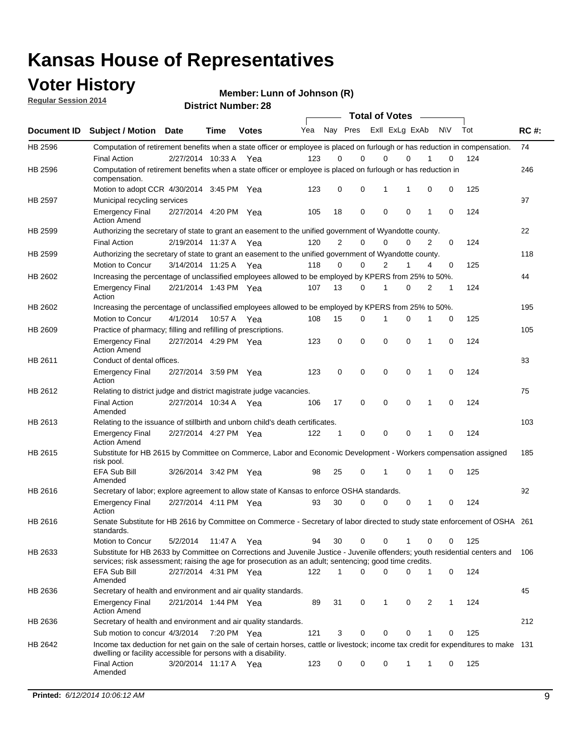# Kansas House of Representatives

## Voter History

**Regular Session 2014**

**Member: Lunn of Johnson (R)**

**District Number: 28**

| Document ID | Subject / Motion | Date | Time | Votes | Yea | Nay | Pres | ExII | ExLg | ExAb | N\V | Tot | RC #: |
|---|---|---|---|---|---|---|---|---|---|---|---|---|---|
| HB 2596 | Computation of retirement benefits when a state officer or employee is placed on furlough or has reduction in compensation. | | | | | | | | | | | | 74 |
| | Final Action | 2/27/2014 | 10:33 A | Yea | 123 | 0 | 0 | 0 | 0 | 1 | 0 | 124 | |
| HB 2596 | Computation of retirement benefits when a state officer or employee is placed on furlough or has reduction in compensation. | | | | | | | | | | | | 246 |
| | Motion to adopt CCR | 4/30/2014 | 3:45 PM | Yea | 123 | 0 | 0 | 1 | 1 | 0 | 0 | 125 | |
| HB 2597 | Municipal recycling services | | | | | | | | | | | | 97 |
| | Emergency Final Action Amend | 2/27/2014 | 4:20 PM | Yea | 105 | 18 | 0 | 0 | 0 | 1 | 0 | 124 | |
| HB 2599 | Authorizing the secretary of state to grant an easement to the unified government of Wyandotte county. | | | | | | | | | | | | 22 |
| | Final Action | 2/19/2014 | 11:37 A | Yea | 120 | 2 | 0 | 0 | 0 | 2 | 0 | 124 | |
| HB 2599 | Authorizing the secretary of state to grant an easement to the unified government of Wyandotte county. | | | | | | | | | | | | 118 |
| | Motion to Concur | 3/14/2014 | 11:25 A | Yea | 118 | 0 | 0 | 2 | 1 | 4 | 0 | 125 | |
| HB 2602 | Increasing the percentage of unclassified employees allowed to be employed by KPERS from 25% to 50%. | | | | | | | | | | | | 44 |
| | Emergency Final Action | 2/21/2014 | 1:43 PM | Yea | 107 | 13 | 0 | 1 | 0 | 2 | 1 | 124 | |
| HB 2602 | Increasing the percentage of unclassified employees allowed to be employed by KPERS from 25% to 50%. | | | | | | | | | | | | 195 |
| | Motion to Concur | 4/1/2014 | 10:57 A | Yea | 108 | 15 | 0 | 1 | 0 | 1 | 0 | 125 | |
| HB 2609 | Practice of pharmacy; filling and refilling of prescriptions. | | | | | | | | | | | | 105 |
| | Emergency Final Action Amend | 2/27/2014 | 4:29 PM | Yea | 123 | 0 | 0 | 0 | 0 | 1 | 0 | 124 | |
| HB 2611 | Conduct of dental offices. | | | | | | | | | | | | 83 |
| | Emergency Final Action | 2/27/2014 | 3:59 PM | Yea | 123 | 0 | 0 | 0 | 0 | 1 | 0 | 124 | |
| HB 2612 | Relating to district judge and district magistrate judge vacancies. | | | | | | | | | | | | 75 |
| | Final Action Amended | 2/27/2014 | 10:34 A | Yea | 106 | 17 | 0 | 0 | 0 | 1 | 0 | 124 | |
| HB 2613 | Relating to the issuance of stillbirth and unborn child's death certificates. | | | | | | | | | | | | 103 |
| | Emergency Final Action Amend | 2/27/2014 | 4:27 PM | Yea | 122 | 1 | 0 | 0 | 0 | 1 | 0 | 124 | |
| HB 2615 | Substitute for HB 2615 by Committee on Commerce, Labor and Economic Development - Workers compensation assigned risk pool. | | | | | | | | | | | | 185 |
| | EFA Sub Bill Amended | 3/26/2014 | 3:42 PM | Yea | 98 | 25 | 0 | 1 | 0 | 1 | 0 | 125 | |
| HB 2616 | Secretary of labor; explore agreement to allow state of Kansas to enforce OSHA standards. | | | | | | | | | | | | 92 |
| | Emergency Final Action | 2/27/2014 | 4:11 PM | Yea | 93 | 30 | 0 | 0 | 0 | 1 | 0 | 124 | |
| HB 2616 | Senate Substitute for HB 2616 by Committee on Commerce - Secretary of labor directed to study state enforcement of OSHA standards. | | | | | | | | | | | | 261 |
| | Motion to Concur | 5/2/2014 | 11:47 A | Yea | 94 | 30 | 0 | 0 | 1 | 0 | 0 | 125 | |
| HB 2633 | Substitute for HB 2633 by Committee on Corrections and Juvenile Justice - Juvenile offenders; youth residential centers and services; risk assessment; raising the age for prosecution as an adult; sentencing; good time credits. | | | | | | | | | | | | 106 |
| | EFA Sub Bill Amended | 2/27/2014 | 4:31 PM | Yea | 122 | 1 | 0 | 0 | 0 | 1 | 0 | 124 | |
| HB 2636 | Secretary of health and environment and air quality standards. | | | | | | | | | | | | 45 |
| | Emergency Final Action Amend | 2/21/2014 | 1:44 PM | Yea | 89 | 31 | 0 | 1 | 0 | 2 | 1 | 124 | |
| HB 2636 | Secretary of health and environment and air quality standards. | | | | | | | | | | | | 212 |
| | Sub motion to concur | 4/3/2014 | 7:20 PM | Yea | 121 | 3 | 0 | 0 | 0 | 1 | 0 | 125 | |
| HB 2642 | Income tax deduction for net gain on the sale of certain horses, cattle or livestock; income tax credit for expenditures to make dwelling or facility accessible for persons with a disability. | | | | | | | | | | | | 131 |
| | Final Action Amended | 3/20/2014 | 11:17 A | Yea | 123 | 0 | 0 | 0 | 1 | 1 | 0 | 125 | |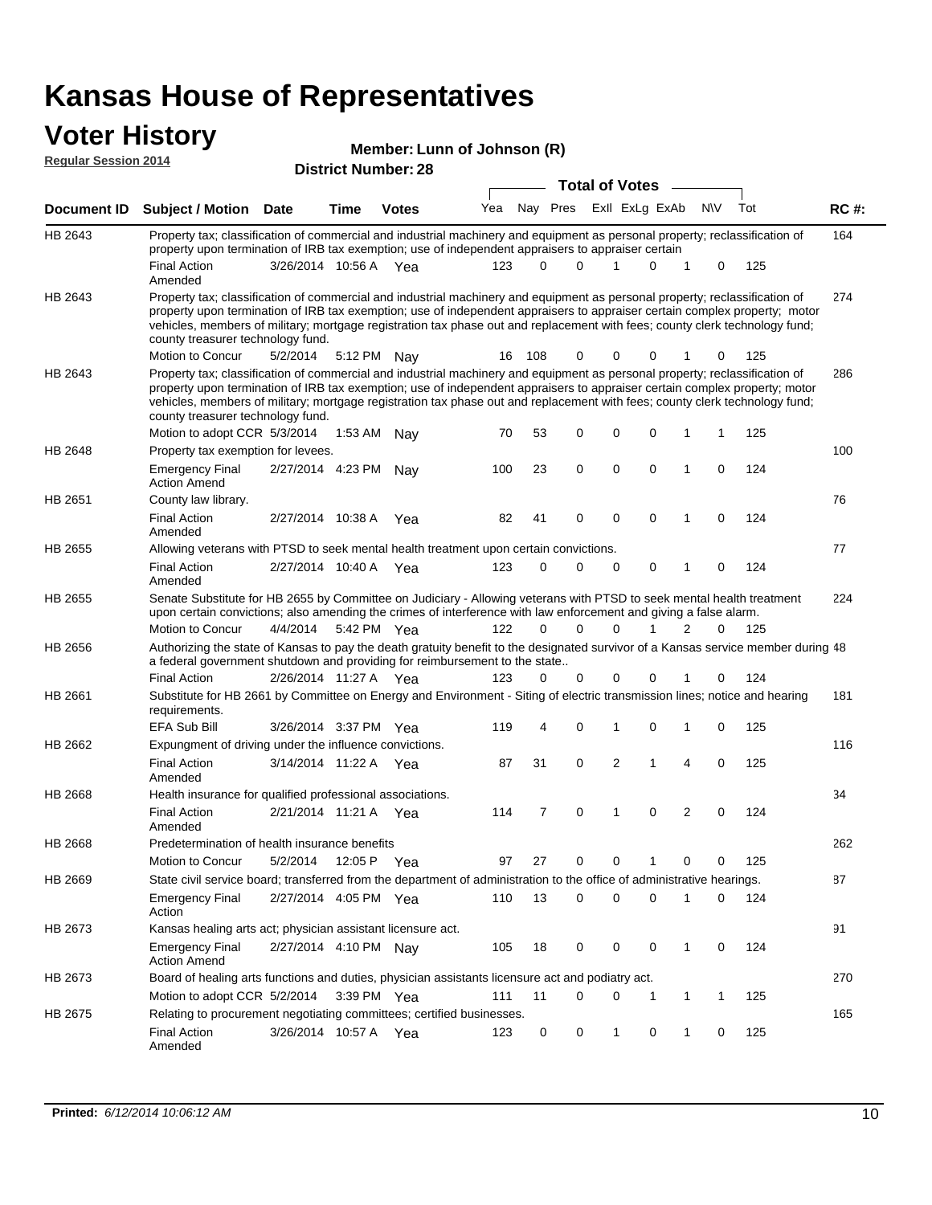# Kansas House of Representatives

## Voter History

**Regular Session 2014**

**Member: Lunn of Johnson (R)**

**District Number: 28**

| Document ID | Subject / Motion | Date | Time | Votes | Yea | Nay | Pres | ExII | ExLg | ExAb | N\V | Tot | RC #: |
|---|---|---|---|---|---|---|---|---|---|---|---|---|---|
| HB 2643 | Property tax; classification of commercial and industrial machinery and equipment as personal property; reclassification of property upon termination of IRB tax exemption; use of independent appraisers to appraiser certain | | | | | | | | | | | | 164 |
| | Final Action Amended | 3/26/2014 | 10:56 A | Yea | 123 | 0 | 0 | 1 | 0 | 1 | 0 | 125 | |
| HB 2643 | Property tax; classification of commercial and industrial machinery and equipment as personal property; reclassification of property upon termination of IRB tax exemption; use of independent appraisers to appraiser certain complex property; motor vehicles, members of military; mortgage registration tax phase out and replacement with fees; county clerk technology fund; county treasurer technology fund. | | | | | | | | | | | | 274 |
| | Motion to Concur | 5/2/2014 | 5:12 PM | Nay | 16 | 108 | 0 | 0 | 0 | 1 | 0 | 125 | |
| HB 2643 | Property tax; classification of commercial and industrial machinery and equipment as personal property; reclassification of property upon termination of IRB tax exemption; use of independent appraisers to appraiser certain complex property; motor vehicles, members of military; mortgage registration tax phase out and replacement with fees; county clerk technology fund; county treasurer technology fund. | | | | | | | | | | | | 286 |
| | Motion to adopt CCR | 5/3/2014 | 1:53 AM | Nay | 70 | 53 | 0 | 0 | 0 | 1 | 1 | 125 | |
| HB 2648 | Property tax exemption for levees. | | | | | | | | | | | | 100 |
| | Emergency Final Action Amend | 2/27/2014 | 4:23 PM | Nay | 100 | 23 | 0 | 0 | 0 | 1 | 0 | 124 | |
| HB 2651 | County law library. | | | | | | | | | | | | 76 |
| | Final Action Amended | 2/27/2014 | 10:38 A | Yea | 82 | 41 | 0 | 0 | 0 | 1 | 0 | 124 | |
| HB 2655 | Allowing veterans with PTSD to seek mental health treatment upon certain convictions. | | | | | | | | | | | | 77 |
| | Final Action Amended | 2/27/2014 | 10:40 A | Yea | 123 | 0 | 0 | 0 | 0 | 1 | 0 | 124 | |
| HB 2655 | Senate Substitute for HB 2655 by Committee on Judiciary - Allowing veterans with PTSD to seek mental health treatment upon certain convictions; also amending the crimes of interference with law enforcement and giving a false alarm. | | | | | | | | | | | | 224 |
| | Motion to Concur | 4/4/2014 | 5:42 PM | Yea | 122 | 0 | 0 | 0 | 1 | 2 | 0 | 125 | |
| HB 2656 | Authorizing the state of Kansas to pay the death gratuity benefit to the designated survivor of a Kansas service member during a federal government shutdown and providing for reimbursement to the state.. | | | | | | | | | | | | 48 |
| | Final Action | 2/26/2014 | 11:27 A | Yea | 123 | 0 | 0 | 0 | 0 | 1 | 0 | 124 | |
| HB 2661 | Substitute for HB 2661 by Committee on Energy and Environment - Siting of electric transmission lines; notice and hearing requirements. | | | | | | | | | | | | 181 |
| | EFA Sub Bill | 3/26/2014 | 3:37 PM | Yea | 119 | 4 | 0 | 1 | 0 | 1 | 0 | 125 | |
| HB 2662 | Expungment of driving under the influence convictions. | | | | | | | | | | | | 116 |
| | Final Action Amended | 3/14/2014 | 11:22 A | Yea | 87 | 31 | 0 | 2 | 1 | 4 | 0 | 125 | |
| HB 2668 | Health insurance for qualified professional associations. | | | | | | | | | | | | 34 |
| | Final Action Amended | 2/21/2014 | 11:21 A | Yea | 114 | 7 | 0 | 1 | 0 | 2 | 0 | 124 | |
| HB 2668 | Predetermination of health insurance benefits | | | | | | | | | | | | 262 |
| | Motion to Concur | 5/2/2014 | 12:05 P | Yea | 97 | 27 | 0 | 0 | 1 | 0 | 0 | 125 | |
| HB 2669 | State civil service board; transferred from the department of administration to the office of administrative hearings. | | | | | | | | | | | | 87 |
| | Emergency Final Action | 2/27/2014 | 4:05 PM | Yea | 110 | 13 | 0 | 0 | 0 | 1 | 0 | 124 | |
| HB 2673 | Kansas healing arts act; physician assistant licensure act. | | | | | | | | | | | | 91 |
| | Emergency Final Action Amend | 2/27/2014 | 4:10 PM | Nay | 105 | 18 | 0 | 0 | 0 | 1 | 0 | 124 | |
| HB 2673 | Board of healing arts functions and duties, physician assistants licensure act and podiatry act. | | | | | | | | | | | | 270 |
| | Motion to adopt CCR | 5/2/2014 | 3:39 PM | Yea | 111 | 11 | 0 | 0 | 1 | 1 | 1 | 125 | |
| HB 2675 | Relating to procurement negotiating committees; certified businesses. | | | | | | | | | | | | 165 |
| | Final Action Amended | 3/26/2014 | 10:57 A | Yea | 123 | 0 | 0 | 1 | 0 | 1 | 0 | 125 | |

**Printed:** *6/12/2014 10:06:12 AM*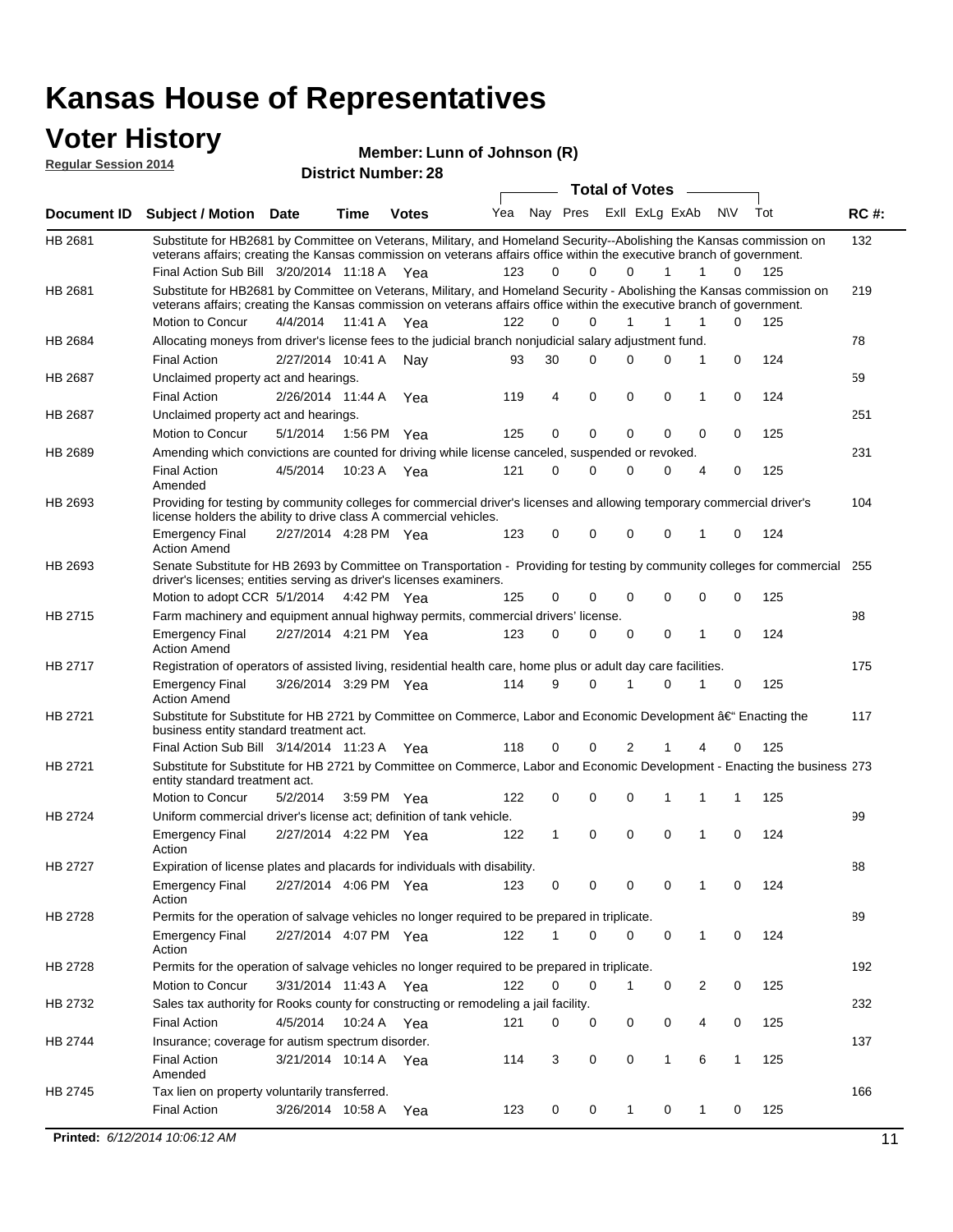# Kansas House of Representatives

## Voter History

**Regular Session 2014**

**Member: Lunn of Johnson (R)**

**District Number: 28**

| Document ID | Subject / Motion | Date | Time | Votes | Yea | Nay | Pres | ExII | ExLg | ExAb | N\V | Tot | RC #: |
|---|---|---|---|---|---|---|---|---|---|---|---|---|---|
| HB 2681 | Substitute for HB2681 by Committee on Veterans, Military, and Homeland Security--Abolishing the Kansas commission on veterans affairs; creating the Kansas commission on veterans affairs office within the executive branch of government. | | | | | | | | | | | | 132 |
| | Final Action Sub Bill | 3/20/2014 | 11:18 A | Yea | 123 | 0 | 0 | 0 | 1 | 1 | 0 | 125 | |
| HB 2681 | Substitute for HB2681 by Committee on Veterans, Military, and Homeland Security - Abolishing the Kansas commission on veterans affairs; creating the Kansas commission on veterans affairs office within the executive branch of government. | | | | | | | | | | | | 219 |
| | Motion to Concur | 4/4/2014 | 11:41 A | Yea | 122 | 0 | 0 | 1 | 1 | 1 | 0 | 125 | |
| HB 2684 | Allocating moneys from driver's license fees to the judicial branch nonjudicial salary adjustment fund. | | | | | | | | | | | | 78 |
| | Final Action | 2/27/2014 | 10:41 A | Nay | 93 | 30 | 0 | 0 | 0 | 1 | 0 | 124 | |
| HB 2687 | Unclaimed property act and hearings. | | | | | | | | | | | | 59 |
| | Final Action | 2/26/2014 | 11:44 A | Yea | 119 | 4 | 0 | 0 | 0 | 1 | 0 | 124 | |
| HB 2687 | Unclaimed property act and hearings. | | | | | | | | | | | | 251 |
| | Motion to Concur | 5/1/2014 | 1:56 PM | Yea | 125 | 0 | 0 | 0 | 0 | 0 | 0 | 125 | |
| HB 2689 | Amending which convictions are counted for driving while license canceled, suspended or revoked. | | | | | | | | | | | | 231 |
| | Final Action Amended | 4/5/2014 | 10:23 A | Yea | 121 | 0 | 0 | 0 | 0 | 4 | 0 | 125 | |
| HB 2693 | Providing for testing by community colleges for commercial driver's licenses and allowing temporary commercial driver's license holders the ability to drive class A commercial vehicles. | | | | | | | | | | | | 104 |
| | Emergency Final Action Amend | 2/27/2014 | 4:28 PM | Yea | 123 | 0 | 0 | 0 | 0 | 1 | 0 | 124 | |
| HB 2693 | Senate Substitute for HB 2693 by Committee on Transportation - Providing for testing by community colleges for commercial driver's licenses; entities serving as driver's licenses examiners. | | | | | | | | | | | | 255 |
| | Motion to adopt CCR | 5/1/2014 | 4:42 PM | Yea | 125 | 0 | 0 | 0 | 0 | 0 | 0 | 125 | |
| HB 2715 | Farm machinery and equipment annual highway permits, commercial drivers' license. | | | | | | | | | | | | 98 |
| | Emergency Final Action Amend | 2/27/2014 | 4:21 PM | Yea | 123 | 0 | 0 | 0 | 0 | 1 | 0 | 124 | |
| HB 2717 | Registration of operators of assisted living, residential health care, home plus or adult day care facilities. | | | | | | | | | | | | 175 |
| | Emergency Final Action Amend | 3/26/2014 | 3:29 PM | Yea | 114 | 9 | 0 | 1 | 0 | 1 | 0 | 125 | |
| HB 2721 | Substitute for Substitute for HB 2721 by Committee on Commerce, Labor and Economic Development â€" Enacting the business entity standard treatment act. | | | | | | | | | | | | 117 |
| | Final Action Sub Bill | 3/14/2014 | 11:23 A | Yea | 118 | 0 | 0 | 2 | 1 | 4 | 0 | 125 | |
| HB 2721 | Substitute for Substitute for HB 2721 by Committee on Commerce, Labor and Economic Development - Enacting the business entity standard treatment act. | | | | | | | | | | | | 273 |
| | Motion to Concur | 5/2/2014 | 3:59 PM | Yea | 122 | 0 | 0 | 0 | 1 | 1 | 1 | 125 | |
| HB 2724 | Uniform commercial driver's license act; definition of tank vehicle. | | | | | | | | | | | | 99 |
| | Emergency Final Action | 2/27/2014 | 4:22 PM | Yea | 122 | 1 | 0 | 0 | 0 | 1 | 0 | 124 | |
| HB 2727 | Expiration of license plates and placards for individuals with disability. | | | | | | | | | | | | 88 |
| | Emergency Final Action | 2/27/2014 | 4:06 PM | Yea | 123 | 0 | 0 | 0 | 0 | 1 | 0 | 124 | |
| HB 2728 | Permits for the operation of salvage vehicles no longer required to be prepared in triplicate. | | | | | | | | | | | | 89 |
| | Emergency Final Action | 2/27/2014 | 4:07 PM | Yea | 122 | 1 | 0 | 0 | 0 | 1 | 0 | 124 | |
| HB 2728 | Permits for the operation of salvage vehicles no longer required to be prepared in triplicate. | | | | | | | | | | | | 192 |
| | Motion to Concur | 3/31/2014 | 11:43 A | Yea | 122 | 0 | 0 | 1 | 0 | 2 | 0 | 125 | |
| HB 2732 | Sales tax authority for Rooks county for constructing or remodeling a jail facility. | | | | | | | | | | | | 232 |
| | Final Action | 4/5/2014 | 10:24 A | Yea | 121 | 0 | 0 | 0 | 0 | 4 | 0 | 125 | |
| HB 2744 | Insurance; coverage for autism spectrum disorder. | | | | | | | | | | | | 137 |
| | Final Action Amended | 3/21/2014 | 10:14 A | Yea | 114 | 3 | 0 | 0 | 1 | 6 | 1 | 125 | |
| HB 2745 | Tax lien on property voluntarily transferred. | | | | | | | | | | | | 166 |
| | Final Action | 3/26/2014 | 10:58 A | Yea | 123 | 0 | 0 | 1 | 0 | 1 | 0 | 125 | |

**Printed:** *6/12/2014 10:06:12 AM*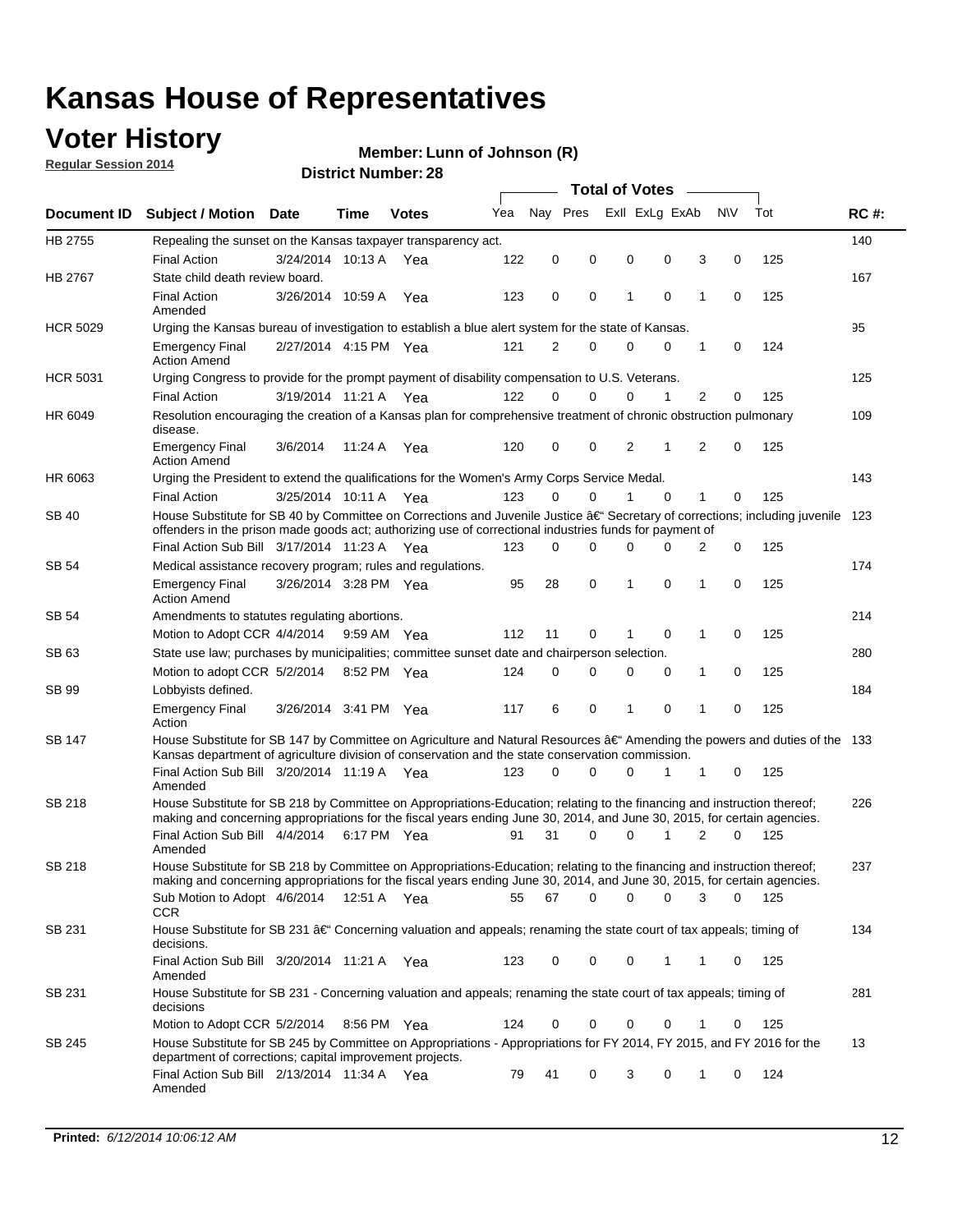# Kansas House of Representatives

## Voter History

**Regular Session 2014**

**Member: Lunn of Johnson (R)**

**District Number: 28**

| Document ID | Subject / Motion | Date | Time | Votes | Yea | Nay | Pres | ExII | ExLg | ExAb | N\V | Tot | RC #: |
|---|---|---|---|---|---|---|---|---|---|---|---|---|---|
| HB 2755 | Repealing the sunset on the Kansas taxpayer transparency act. | | | | | | | | | | | | 140 |
| | Final Action | 3/24/2014 | 10:13 A | Yea | 122 | 0 | 0 | 0 | 0 | 3 | 0 | 125 | |
| HB 2767 | State child death review board. | | | | | | | | | | | | 167 |
| | Final Action Amended | 3/26/2014 | 10:59 A | Yea | 123 | 0 | 0 | 1 | 0 | 1 | 0 | 125 | |
| HCR 5029 | Urging the Kansas bureau of investigation to establish a blue alert system for the state of Kansas. | | | | | | | | | | | | 95 |
| | Emergency Final Action Amend | 2/27/2014 | 4:15 PM | Yea | 121 | 2 | 0 | 0 | 0 | 1 | 0 | 124 | |
| HCR 5031 | Urging Congress to provide for the prompt payment of disability compensation to U.S. Veterans. | | | | | | | | | | | | 125 |
| | Final Action | 3/19/2014 | 11:21 A | Yea | 122 | 0 | 0 | 0 | 1 | 2 | 0 | 125 | |
| HR 6049 | Resolution encouraging the creation of a Kansas plan for comprehensive treatment of chronic obstruction pulmonary disease. | | | | | | | | | | | | 109 |
| | Emergency Final Action Amend | 3/6/2014 | 11:24 A | Yea | 120 | 0 | 0 | 2 | 1 | 2 | 0 | 125 | |
| HR 6063 | Urging the President to extend the qualifications for the Women's Army Corps Service Medal. | | | | | | | | | | | | 143 |
| | Final Action | 3/25/2014 | 10:11 A | Yea | 123 | 0 | 0 | 1 | 0 | 1 | 0 | 125 | |
| SB 40 | House Substitute for SB 40 by Committee on Corrections and Juvenile Justice â€" Secretary of corrections; including juvenile offenders in the prison made goods act; authorizing use of correctional industries funds for payment of | | | | | | | | | | | | 123 |
| | Final Action Sub Bill | 3/17/2014 | 11:23 A | Yea | 123 | 0 | 0 | 0 | 0 | 2 | 0 | 125 | |
| SB 54 | Medical assistance recovery program; rules and regulations. | | | | | | | | | | | | 174 |
| | Emergency Final Action Amend | 3/26/2014 | 3:28 PM | Yea | 95 | 28 | 0 | 1 | 0 | 1 | 0 | 125 | |
| SB 54 | Amendments to statutes regulating abortions. | | | | | | | | | | | | 214 |
| | Motion to Adopt CCR | 4/4/2014 | 9:59 AM | Yea | 112 | 11 | 0 | 1 | 0 | 1 | 0 | 125 | |
| SB 63 | State use law; purchases by municipalities; committee sunset date and chairperson selection. | | | | | | | | | | | | 280 |
| | Motion to adopt CCR | 5/2/2014 | 8:52 PM | Yea | 124 | 0 | 0 | 0 | 0 | 1 | 0 | 125 | |
| SB 99 | Lobbyists defined. | | | | | | | | | | | | 184 |
| | Emergency Final Action | 3/26/2014 | 3:41 PM | Yea | 117 | 6 | 0 | 1 | 0 | 1 | 0 | 125 | |
| SB 147 | House Substitute for SB 147 by Committee on Agriculture and Natural Resources â€" Amending the powers and duties of the Kansas department of agriculture division of conservation and the state conservation commission. | | | | | | | | | | | | 133 |
| | Final Action Sub Bill Amended | 3/20/2014 | 11:19 A | Yea | 123 | 0 | 0 | 0 | 1 | 1 | 0 | 125 | |
| SB 218 | House Substitute for SB 218 by Committee on Appropriations-Education; relating to the financing and instruction thereof; making and concerning appropriations for the fiscal years ending June 30, 2014, and June 30, 2015, for certain agencies. | | | | | | | | | | | | 226 |
| | Final Action Sub Bill Amended | 4/4/2014 | 6:17 PM | Yea | 91 | 31 | 0 | 0 | 1 | 2 | 0 | 125 | |
| SB 218 | House Substitute for SB 218 by Committee on Appropriations-Education; relating to the financing and instruction thereof; making and concerning appropriations for the fiscal years ending June 30, 2014, and June 30, 2015, for certain agencies. | | | | | | | | | | | | 237 |
| | Sub Motion to Adopt CCR | 4/6/2014 | 12:51 A | Yea | 55 | 67 | 0 | 0 | 0 | 3 | 0 | 125 | |
| SB 231 | House Substitute for SB 231 â€" Concerning valuation and appeals; renaming the state court of tax appeals; timing of decisions. | | | | | | | | | | | | 134 |
| | Final Action Sub Bill Amended | 3/20/2014 | 11:21 A | Yea | 123 | 0 | 0 | 0 | 1 | 1 | 0 | 125 | |
| SB 231 | House Substitute for SB 231 - Concerning valuation and appeals; renaming the state court of tax appeals; timing of decisions | | | | | | | | | | | | 281 |
| | Motion to Adopt CCR | 5/2/2014 | 8:56 PM | Yea | 124 | 0 | 0 | 0 | 0 | 1 | 0 | 125 | |
| SB 245 | House Substitute for SB 245 by Committee on Appropriations - Appropriations for FY 2014, FY 2015, and FY 2016 for the department of corrections; capital improvement projects. | | | | | | | | | | | | 13 |
| | Final Action Sub Bill Amended | 2/13/2014 | 11:34 A | Yea | 79 | 41 | 0 | 3 | 0 | 1 | 0 | 124 | |

**Printed:** *6/12/2014 10:06:12 AM*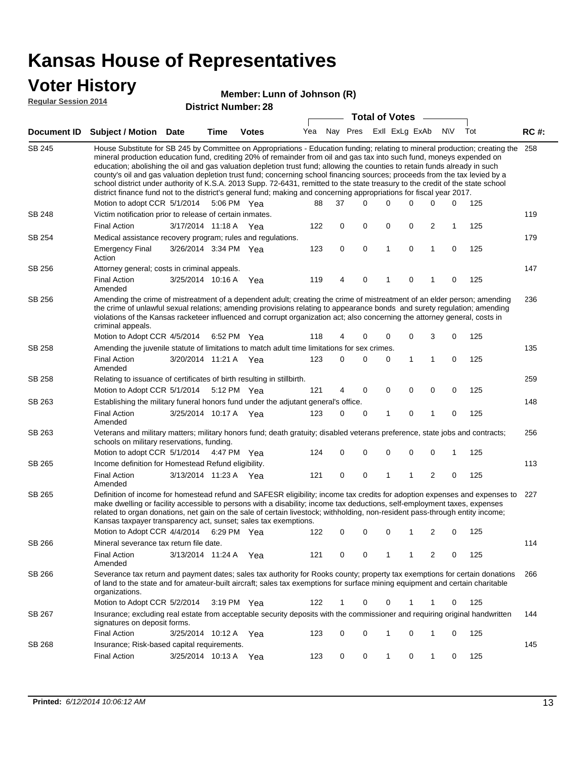# Kansas House of Representatives

## Voter History

**Regular Session 2014**

**Member: Lunn of Johnson (R)**

**District Number: 28**

| Document ID | Subject / Motion | Date | Time | Votes | Yea | Nay | Pres | ExII | ExLg | ExAb | N\V | Tot | RC #: |
|---|---|---|---|---|---|---|---|---|---|---|---|---|---|
| SB 245 | House Substitute for SB 245 by Committee on Appropriations - Education funding; relating to mineral production; creating the mineral production education fund, crediting 20% of remainder from oil and gas tax into such fund, moneys expended on education; abolishing the oil and gas valuation depletion trust fund; allowing the counties to retain funds already in such county's oil and gas valuation depletion trust fund; concerning school financing sources; proceeds from the tax levied by a school district under authority of K.S.A. 2013 Supp. 72-6431, remitted to the state treasury to the credit of the state school district finance fund not to the district's general fund; making and concerning appropriations for fiscal year 2017. | | | | | | | | | | | | 258 |
| | Motion to adopt CCR | 5/1/2014 | 5:06 PM | Yea | 88 | 37 | 0 | 0 | 0 | 0 | 0 | 125 | |
| SB 248 | Victim notification prior to release of certain inmates. | | | | | | | | | | | | 119 |
| | Final Action | 3/17/2014 | 11:18 A | Yea | 122 | 0 | 0 | 0 | 0 | 2 | 1 | 125 | |
| SB 254 | Medical assistance recovery program; rules and regulations. | | | | | | | | | | | | 179 |
| | Emergency Final Action | 3/26/2014 | 3:34 PM | Yea | 123 | 0 | 0 | 1 | 0 | 1 | 0 | 125 | |
| SB 256 | Attorney general; costs in criminal appeals. | | | | | | | | | | | | 147 |
| | Final Action Amended | 3/25/2014 | 10:16 A | Yea | 119 | 4 | 0 | 1 | 0 | 1 | 0 | 125 | |
| SB 256 | Amending the crime of mistreatment of a dependent adult; creating the crime of mistreatment of an elder person; amending the crime of unlawful sexual relations; amending provisions relating to appearance bonds and surety regulation; amending violations of the Kansas racketeer influenced and corrupt organization act; also concerning the attorney general, costs in criminal appeals. | | | | | | | | | | | | 236 |
| | Motion to Adopt CCR | 4/5/2014 | 6:52 PM | Yea | 118 | 4 | 0 | 0 | 0 | 3 | 0 | 125 | |
| SB 258 | Amending the juvenile statute of limitations to match adult time limitations for sex crimes. | | | | | | | | | | | | 135 |
| | Final Action Amended | 3/20/2014 | 11:21 A | Yea | 123 | 0 | 0 | 0 | 1 | 1 | 0 | 125 | |
| SB 258 | Relating to issuance of certificates of birth resulting in stillbirth. | | | | | | | | | | | | 259 |
| | Motion to Adopt CCR | 5/1/2014 | 5:12 PM | Yea | 121 | 4 | 0 | 0 | 0 | 0 | 0 | 125 | |
| SB 263 | Establishing the military funeral honors fund under the adjutant general's office. | | | | | | | | | | | | 148 |
| | Final Action Amended | 3/25/2014 | 10:17 A | Yea | 123 | 0 | 0 | 1 | 0 | 1 | 0 | 125 | |
| SB 263 | Veterans and military matters; military honors fund; death gratuity; disabled veterans preference, state jobs and contracts; schools on military reservations, funding. | | | | | | | | | | | | 256 |
| | Motion to adopt CCR | 5/1/2014 | 4:47 PM | Yea | 124 | 0 | 0 | 0 | 0 | 0 | 1 | 125 | |
| SB 265 | Income definition for Homestead Refund eligibility. | | | | | | | | | | | | 113 |
| | Final Action Amended | 3/13/2014 | 11:23 A | Yea | 121 | 0 | 0 | 1 | 1 | 2 | 0 | 125 | |
| SB 265 | Definition of income for homestead refund and SAFESR eligibility; income tax credits for adoption expenses and expenses to make dwelling or facility accessible to persons with a disability; income tax deductions, self-employment taxes, expenses related to organ donations, net gain on the sale of certain livestock; withholding, non-resident pass-through entity income; Kansas taxpayer transparency act, sunset; sales tax exemptions. | | | | | | | | | | | | 227 |
| | Motion to Adopt CCR | 4/4/2014 | 6:29 PM | Yea | 122 | 0 | 0 | 0 | 1 | 2 | 0 | 125 | |
| SB 266 | Mineral severance tax return file date. | | | | | | | | | | | | 114 |
| | Final Action Amended | 3/13/2014 | 11:24 A | Yea | 121 | 0 | 0 | 1 | 1 | 2 | 0 | 125 | |
| SB 266 | Severance tax return and payment dates; sales tax authority for Rooks county; property tax exemptions for certain donations of land to the state and for amateur-built aircraft; sales tax exemptions for surface mining equipment and certain charitable organizations. | | | | | | | | | | | | 266 |
| | Motion to Adopt CCR | 5/2/2014 | 3:19 PM | Yea | 122 | 1 | 0 | 0 | 1 | 1 | 0 | 125 | |
| SB 267 | Insurance; excluding real estate from acceptable security deposits with the commissioner and requiring original handwritten signatures on deposit forms. | | | | | | | | | | | | 144 |
| | Final Action | 3/25/2014 | 10:12 A | Yea | 123 | 0 | 0 | 1 | 0 | 1 | 0 | 125 | |
| SB 268 | Insurance; Risk-based capital requirements. | | | | | | | | | | | | 145 |
| | Final Action | 3/25/2014 | 10:13 A | Yea | 123 | 0 | 0 | 1 | 0 | 1 | 0 | 125 | |

**Printed:** *6/12/2014 10:06:12 AM*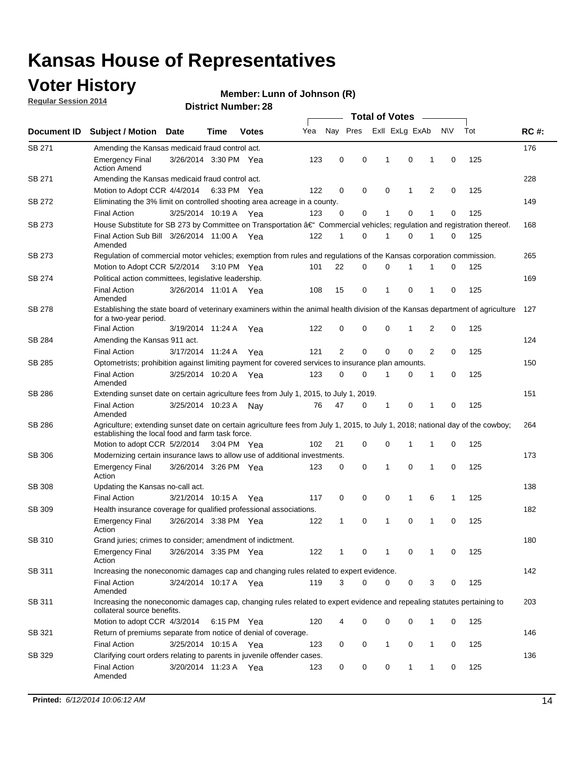# Kansas House of Representatives

## Voter History

**Regular Session 2014**

**Member: Lunn of Johnson (R)**

**District Number: 28**

| Document ID | Subject / Motion | Date | Time | Votes | Yea | Nay | Pres | ExII | ExLg | ExAb | N\V | Tot | RC #: |
|---|---|---|---|---|---|---|---|---|---|---|---|---|---|
| SB 271 | Amending the Kansas medicaid fraud control act. | | | | | | | | | | | | 176 |
| | Emergency Final Action Amend | 3/26/2014 | 3:30 PM | Yea | 123 | 0 | 0 | 1 | 0 | 1 | 0 | 125 | |
| SB 271 | Amending the Kansas medicaid fraud control act. | | | | | | | | | | | | 228 |
| | Motion to Adopt CCR | 4/4/2014 | 6:33 PM | Yea | 122 | 0 | 0 | 0 | 1 | 2 | 0 | 125 | |
| SB 272 | Eliminating the 3% limit on controlled shooting area acreage in a county. | | | | | | | | | | | | 149 |
| | Final Action | 3/25/2014 | 10:19 A | Yea | 123 | 0 | 0 | 1 | 0 | 1 | 0 | 125 | |
| SB 273 | House Substitute for SB 273 by Committee on Transportation â€" Commercial vehicles; regulation and registration thereof. | | | | | | | | | | | | 168 |
| | Final Action Sub Bill Amended | 3/26/2014 | 11:00 A | Yea | 122 | 1 | 0 | 1 | 0 | 1 | 0 | 125 | |
| SB 273 | Regulation of commercial motor vehicles; exemption from rules and regulations of the Kansas corporation commission. | | | | | | | | | | | | 265 |
| | Motion to Adopt CCR | 5/2/2014 | 3:10 PM | Yea | 101 | 22 | 0 | 0 | 1 | 1 | 0 | 125 | |
| SB 274 | Political action committees, legislative leadership. | | | | | | | | | | | | 169 |
| | Final Action Amended | 3/26/2014 | 11:01 A | Yea | 108 | 15 | 0 | 1 | 0 | 1 | 0 | 125 | |
| SB 278 | Establishing the state board of veterinary examiners within the animal health division of the Kansas department of agriculture for a two-year period. | | | | | | | | | | | | 127 |
| | Final Action | 3/19/2014 | 11:24 A | Yea | 122 | 0 | 0 | 0 | 1 | 2 | 0 | 125 | |
| SB 284 | Amending the Kansas 911 act. | | | | | | | | | | | | 124 |
| | Final Action | 3/17/2014 | 11:24 A | Yea | 121 | 2 | 0 | 0 | 0 | 2 | 0 | 125 | |
| SB 285 | Optometrists; prohibition against limiting payment for covered services to insurance plan amounts. | | | | | | | | | | | | 150 |
| | Final Action Amended | 3/25/2014 | 10:20 A | Yea | 123 | 0 | 0 | 1 | 0 | 1 | 0 | 125 | |
| SB 286 | Extending sunset date on certain agriculture fees from July 1, 2015, to July 1, 2019. | | | | | | | | | | | | 151 |
| | Final Action Amended | 3/25/2014 | 10:23 A | Nay | 76 | 47 | 0 | 1 | 0 | 1 | 0 | 125 | |
| SB 286 | Agriculture; extending sunset date on certain agriculture fees from July 1, 2015, to July 1, 2018; national day of the cowboy; establishing the local food and farm task force. | | | | | | | | | | | | 264 |
| | Motion to adopt CCR | 5/2/2014 | 3:04 PM | Yea | 102 | 21 | 0 | 0 | 1 | 1 | 0 | 125 | |
| SB 306 | Modernizing certain insurance laws to allow use of additional investments. | | | | | | | | | | | | 173 |
| | Emergency Final Action | 3/26/2014 | 3:26 PM | Yea | 123 | 0 | 0 | 1 | 0 | 1 | 0 | 125 | |
| SB 308 | Updating the Kansas no-call act. | | | | | | | | | | | | 138 |
| | Final Action | 3/21/2014 | 10:15 A | Yea | 117 | 0 | 0 | 0 | 1 | 6 | 1 | 125 | |
| SB 309 | Health insurance coverage for qualified professional associations. | | | | | | | | | | | | 182 |
| | Emergency Final Action | 3/26/2014 | 3:38 PM | Yea | 122 | 1 | 0 | 1 | 0 | 1 | 0 | 125 | |
| SB 310 | Grand juries; crimes to consider; amendment of indictment. | | | | | | | | | | | | 180 |
| | Emergency Final Action | 3/26/2014 | 3:35 PM | Yea | 122 | 1 | 0 | 1 | 0 | 1 | 0 | 125 | |
| SB 311 | Increasing the noneconomic damages cap and changing rules related to expert evidence. | | | | | | | | | | | | 142 |
| | Final Action Amended | 3/24/2014 | 10:17 A | Yea | 119 | 3 | 0 | 0 | 0 | 3 | 0 | 125 | |
| SB 311 | Increasing the noneconomic damages cap, changing rules related to expert evidence and repealing statutes pertaining to collateral source benefits. | | | | | | | | | | | | 203 |
| | Motion to adopt CCR | 4/3/2014 | 6:15 PM | Yea | 120 | 4 | 0 | 0 | 0 | 1 | 0 | 125 | |
| SB 321 | Return of premiums separate from notice of denial of coverage. | | | | | | | | | | | | 146 |
| | Final Action | 3/25/2014 | 10:15 A | Yea | 123 | 0 | 0 | 1 | 0 | 1 | 0 | 125 | |
| SB 329 | Clarifying court orders relating to parents in juvenile offender cases. | | | | | | | | | | | | 136 |
| | Final Action Amended | 3/20/2014 | 11:23 A | Yea | 123 | 0 | 0 | 0 | 1 | 1 | 0 | 125 | |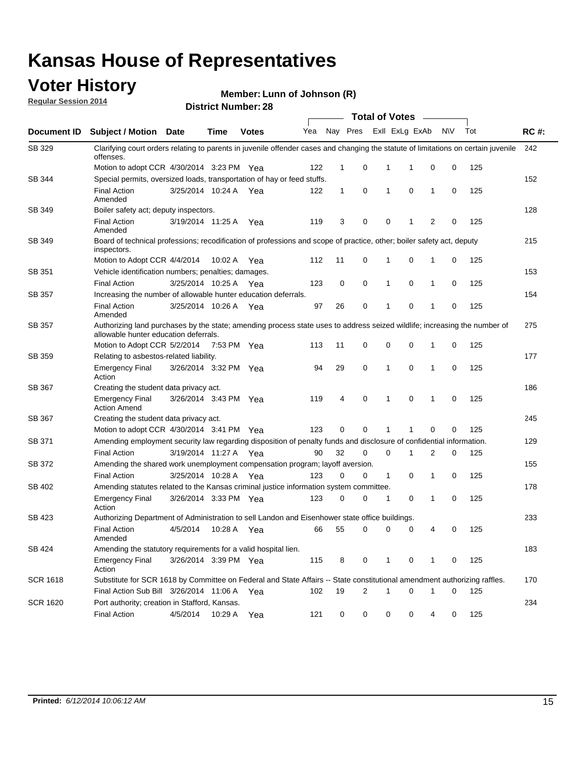# Kansas House of Representatives

## Voter History

**Regular Session 2014**

**Member: Lunn of Johnson (R)**

**District Number: 28**

| Document ID | Subject / Motion | Date | Time | Votes | Yea | Nay | Pres | ExII | ExLg | ExAb | N\V | Tot | RC #: |
|---|---|---|---|---|---|---|---|---|---|---|---|---|---|
| SB 329 | Clarifying court orders relating to parents in juvenile offender cases and changing the statute of limitations on certain juvenile offenses. | | | | | | | | | | | | 242 |
| | Motion to adopt CCR | 4/30/2014 | 3:23 PM | Yea | 122 | 1 | 0 | 1 | 1 | 0 | 0 | 125 | |
| SB 344 | Special permits, oversized loads, transportation of hay or feed stuffs. | | | | | | | | | | | | 152 |
| | Final Action Amended | 3/25/2014 | 10:24 A | Yea | 122 | 1 | 0 | 1 | 0 | 1 | 0 | 125 | |
| SB 349 | Boiler safety act; deputy inspectors. | | | | | | | | | | | | 128 |
| | Final Action Amended | 3/19/2014 | 11:25 A | Yea | 119 | 3 | 0 | 0 | 1 | 2 | 0 | 125 | |
| SB 349 | Board of technical professions; recodification of professions and scope of practice, other; boiler safety act, deputy inspectors. | | | | | | | | | | | | 215 |
| | Motion to Adopt CCR | 4/4/2014 | 10:02 A | Yea | 112 | 11 | 0 | 1 | 0 | 1 | 0 | 125 | |
| SB 351 | Vehicle identification numbers; penalties; damages. | | | | | | | | | | | | 153 |
| | Final Action | 3/25/2014 | 10:25 A | Yea | 123 | 0 | 0 | 1 | 0 | 1 | 0 | 125 | |
| SB 357 | Increasing the number of allowable hunter education deferrals. | | | | | | | | | | | | 154 |
| | Final Action Amended | 3/25/2014 | 10:26 A | Yea | 97 | 26 | 0 | 1 | 0 | 1 | 0 | 125 | |
| SB 357 | Authorizing land purchases by the state; amending process state uses to address seized wildlife; increasing the number of allowable hunter education deferrals. | | | | | | | | | | | | 275 |
| | Motion to Adopt CCR | 5/2/2014 | 7:53 PM | Yea | 113 | 11 | 0 | 0 | 0 | 1 | 0 | 125 | |
| SB 359 | Relating to asbestos-related liability. | | | | | | | | | | | | 177 |
| | Emergency Final Action | 3/26/2014 | 3:32 PM | Yea | 94 | 29 | 0 | 1 | 0 | 1 | 0 | 125 | |
| SB 367 | Creating the student data privacy act. | | | | | | | | | | | | 186 |
| | Emergency Final Action Amend | 3/26/2014 | 3:43 PM | Yea | 119 | 4 | 0 | 1 | 0 | 1 | 0 | 125 | |
| SB 367 | Creating the student data privacy act. | | | | | | | | | | | | 245 |
| | Motion to adopt CCR | 4/30/2014 | 3:41 PM | Yea | 123 | 0 | 0 | 1 | 1 | 0 | 0 | 125 | |
| SB 371 | Amending employment security law regarding disposition of penalty funds and disclosure of confidential information. | | | | | | | | | | | | 129 |
| | Final Action | 3/19/2014 | 11:27 A | Yea | 90 | 32 | 0 | 0 | 1 | 2 | 0 | 125 | |
| SB 372 | Amending the shared work unemployment compensation program; layoff aversion. | | | | | | | | | | | | 155 |
| | Final Action | 3/25/2014 | 10:28 A | Yea | 123 | 0 | 0 | 1 | 0 | 1 | 0 | 125 | |
| SB 402 | Amending statutes related to the Kansas criminal justice information system committee. | | | | | | | | | | | | 178 |
| | Emergency Final Action | 3/26/2014 | 3:33 PM | Yea | 123 | 0 | 0 | 1 | 0 | 1 | 0 | 125 | |
| SB 423 | Authorizing Department of Administration to sell Landon and Eisenhower state office buildings. | | | | | | | | | | | | 233 |
| | Final Action Amended | 4/5/2014 | 10:28 A | Yea | 66 | 55 | 0 | 0 | 0 | 4 | 0 | 125 | |
| SB 424 | Amending the statutory requirements for a valid hospital lien. | | | | | | | | | | | | 183 |
| | Emergency Final Action | 3/26/2014 | 3:39 PM | Yea | 115 | 8 | 0 | 1 | 0 | 1 | 0 | 125 | |
| SCR 1618 | Substitute for SCR 1618 by Committee on Federal and State Affairs -- State constitutional amendment authorizing raffles. | | | | | | | | | | | | 170 |
| | Final Action Sub Bill | 3/26/2014 | 11:06 A | Yea | 102 | 19 | 2 | 1 | 0 | 1 | 0 | 125 | |
| SCR 1620 | Port authority; creation in Stafford, Kansas. | | | | | | | | | | | | 234 |
| | Final Action | 4/5/2014 | 10:29 A | Yea | 121 | 0 | 0 | 0 | 0 | 4 | 0 | 125 | |

**Printed:** *6/12/2014 10:06:12 AM*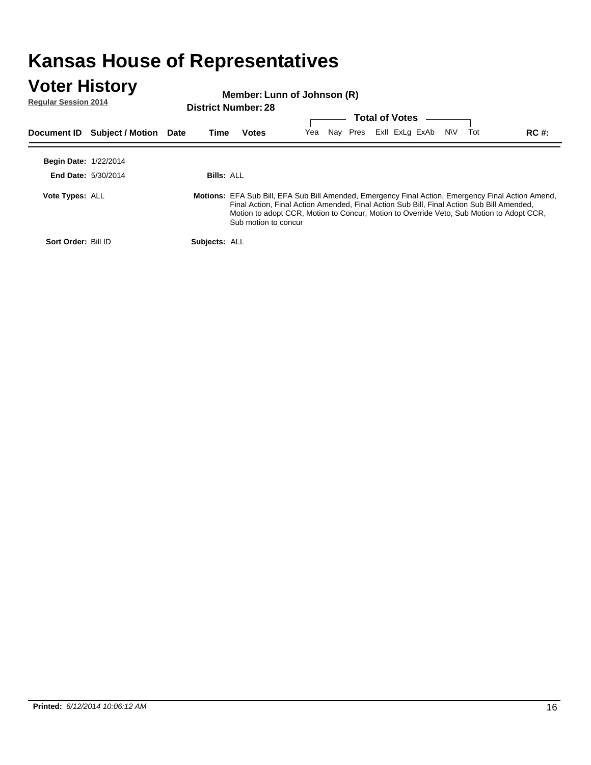# Kansas House of Representatives

## Voter History

**Regular Session 2014**

**Member: Lunn of Johnson (R)**

**District Number: 28**

| Document ID | Subject / Motion | Date | Time | Votes | Yea | Nay | Pres | ExII | ExLg | ExAb | N\V | Tot | RC #: |
|---|---|---|---|---|---|---|---|---|---|---|---|---|---|

The columns Yea through Tot are grouped under the heading **Total of Votes**.

**Begin Date:** 1/22/2014

**End Date:** 5/30/2014

**Bills:** ALL

**Vote Types:** ALL

**Motions:** EFA Sub Bill, EFA Sub Bill Amended, Emergency Final Action, Emergency Final Action Amend, Final Action, Final Action Amended, Final Action Sub Bill, Final Action Sub Bill Amended, Motion to adopt CCR, Motion to Concur, Motion to Override Veto, Sub Motion to Adopt CCR, Sub motion to concur

**Sort Order:** Bill ID

**Subjects:** ALL

**Printed:** *6/12/2014 10:06:12 AM*